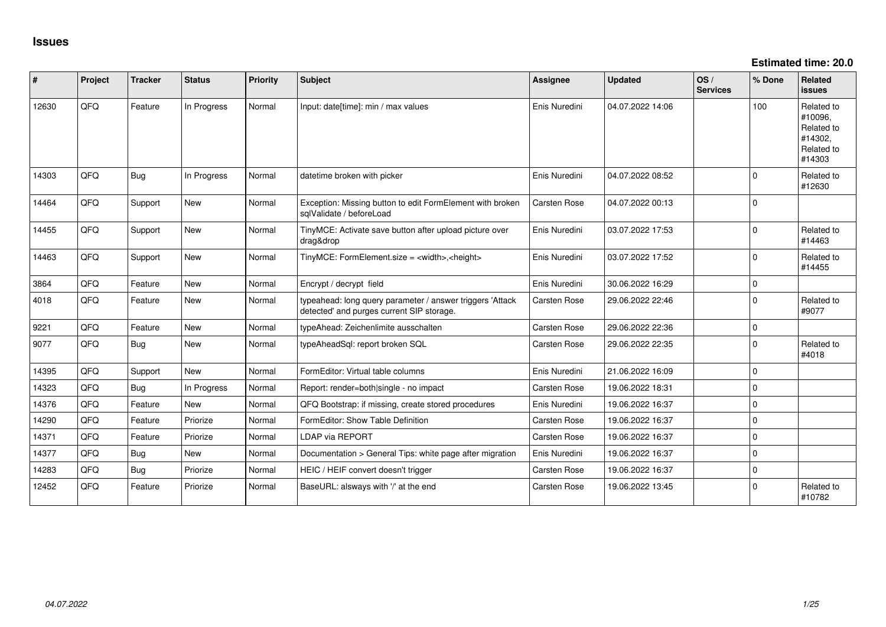# Issues

**Estimated time: 20.0**

| # | Project | Tracker | Status | Priority | Subject | Assignee | Updated | OS / Services | % Done | Related issues |
|---|---|---|---|---|---|---|---|---|---|---|
| 12630 | QFQ | Feature | In Progress | Normal | Input: date[time]: min / max values | Enis Nuredini | 04.07.2022 14:06 | | 100 | Related to #10096, Related to #14302, Related to #14303 |
| 14303 | QFQ | Bug | In Progress | Normal | datetime broken with picker | Enis Nuredini | 04.07.2022 08:52 | | 0 | Related to #12630 |
| 14464 | QFQ | Support | New | Normal | Exception: Missing button to edit FormElement with broken sqlValidate / beforeLoad | Carsten Rose | 04.07.2022 00:13 | | 0 | |
| 14455 | QFQ | Support | New | Normal | TinyMCE: Activate save button after upload picture over drag&drop | Enis Nuredini | 03.07.2022 17:53 | | 0 | Related to #14463 |
| 14463 | QFQ | Support | New | Normal | TinyMCE: FormElement.size = <width>,<height> | Enis Nuredini | 03.07.2022 17:52 | | 0 | Related to #14455 |
| 3864 | QFQ | Feature | New | Normal | Encrypt / decrypt field | Enis Nuredini | 30.06.2022 16:29 | | 0 | |
| 4018 | QFQ | Feature | New | Normal | typeahead: long query parameter / answer triggers 'Attack detected' and purges current SIP storage. | Carsten Rose | 29.06.2022 22:46 | | 0 | Related to #9077 |
| 9221 | QFQ | Feature | New | Normal | typeAhead: Zeichenlimite ausschalten | Carsten Rose | 29.06.2022 22:36 | | 0 | |
| 9077 | QFQ | Bug | New | Normal | typeAheadSql: report broken SQL | Carsten Rose | 29.06.2022 22:35 | | 0 | Related to #4018 |
| 14395 | QFQ | Support | New | Normal | FormEditor: Virtual table columns | Enis Nuredini | 21.06.2022 16:09 | | 0 | |
| 14323 | QFQ | Bug | In Progress | Normal | Report: render=both\|single - no impact | Carsten Rose | 19.06.2022 18:31 | | 0 | |
| 14376 | QFQ | Feature | New | Normal | QFQ Bootstrap: if missing, create stored procedures | Enis Nuredini | 19.06.2022 16:37 | | 0 | |
| 14290 | QFQ | Feature | Priorize | Normal | FormEditor: Show Table Definition | Carsten Rose | 19.06.2022 16:37 | | 0 | |
| 14371 | QFQ | Feature | Priorize | Normal | LDAP via REPORT | Carsten Rose | 19.06.2022 16:37 | | 0 | |
| 14377 | QFQ | Bug | New | Normal | Documentation > General Tips: white page after migration | Enis Nuredini | 19.06.2022 16:37 | | 0 | |
| 14283 | QFQ | Bug | Priorize | Normal | HEIC / HEIF convert doesn't trigger | Carsten Rose | 19.06.2022 16:37 | | 0 | |
| 12452 | QFQ | Feature | Priorize | Normal | BaseURL: alsways with '/' at the end | Carsten Rose | 19.06.2022 13:45 | | 0 | Related to #10782 |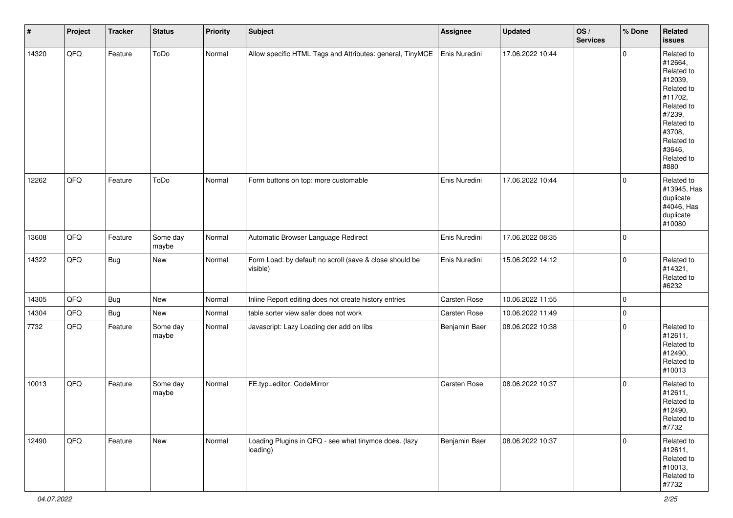| # | Project | Tracker | Status | Priority | Subject | Assignee | Updated | OS / Services | % Done | Related issues |
|---|---|---|---|---|---|---|---|---|---|---|
| 14320 | QFQ | Feature | ToDo | Normal | Allow specific HTML Tags and Attributes: general, TinyMCE | Enis Nuredini | 17.06.2022 10:44 | | 0 | Related to #12664, Related to #12039, Related to #11702, Related to #7239, Related to #3708, Related to #3646, Related to #880 |
| 12262 | QFQ | Feature | ToDo | Normal | Form buttons on top: more customable | Enis Nuredini | 17.06.2022 10:44 | | 0 | Related to #13945, Has duplicate #4046, Has duplicate #10080 |
| 13608 | QFQ | Feature | Some day maybe | Normal | Automatic Browser Language Redirect | Enis Nuredini | 17.06.2022 08:35 | | 0 | |
| 14322 | QFQ | Bug | New | Normal | Form Load: by default no scroll (save & close should be visible) | Enis Nuredini | 15.06.2022 14:12 | | 0 | Related to #14321, Related to #6232 |
| 14305 | QFQ | Bug | New | Normal | Inline Report editing does not create history entries | Carsten Rose | 10.06.2022 11:55 | | 0 | |
| 14304 | QFQ | Bug | New | Normal | table sorter view safer does not work | Carsten Rose | 10.06.2022 11:49 | | 0 | |
| 7732 | QFQ | Feature | Some day maybe | Normal | Javascript: Lazy Loading der add on libs | Benjamin Baer | 08.06.2022 10:38 | | 0 | Related to #12611, Related to #12490, Related to #10013 |
| 10013 | QFQ | Feature | Some day maybe | Normal | FE.typ=editor: CodeMirror | Carsten Rose | 08.06.2022 10:37 | | 0 | Related to #12611, Related to #12490, Related to #7732 |
| 12490 | QFQ | Feature | New | Normal | Loading Plugins in QFQ - see what tinymce does. (lazy loading) | Benjamin Baer | 08.06.2022 10:37 | | 0 | Related to #12611, Related to #10013, Related to #7732 |

*04.07.2022*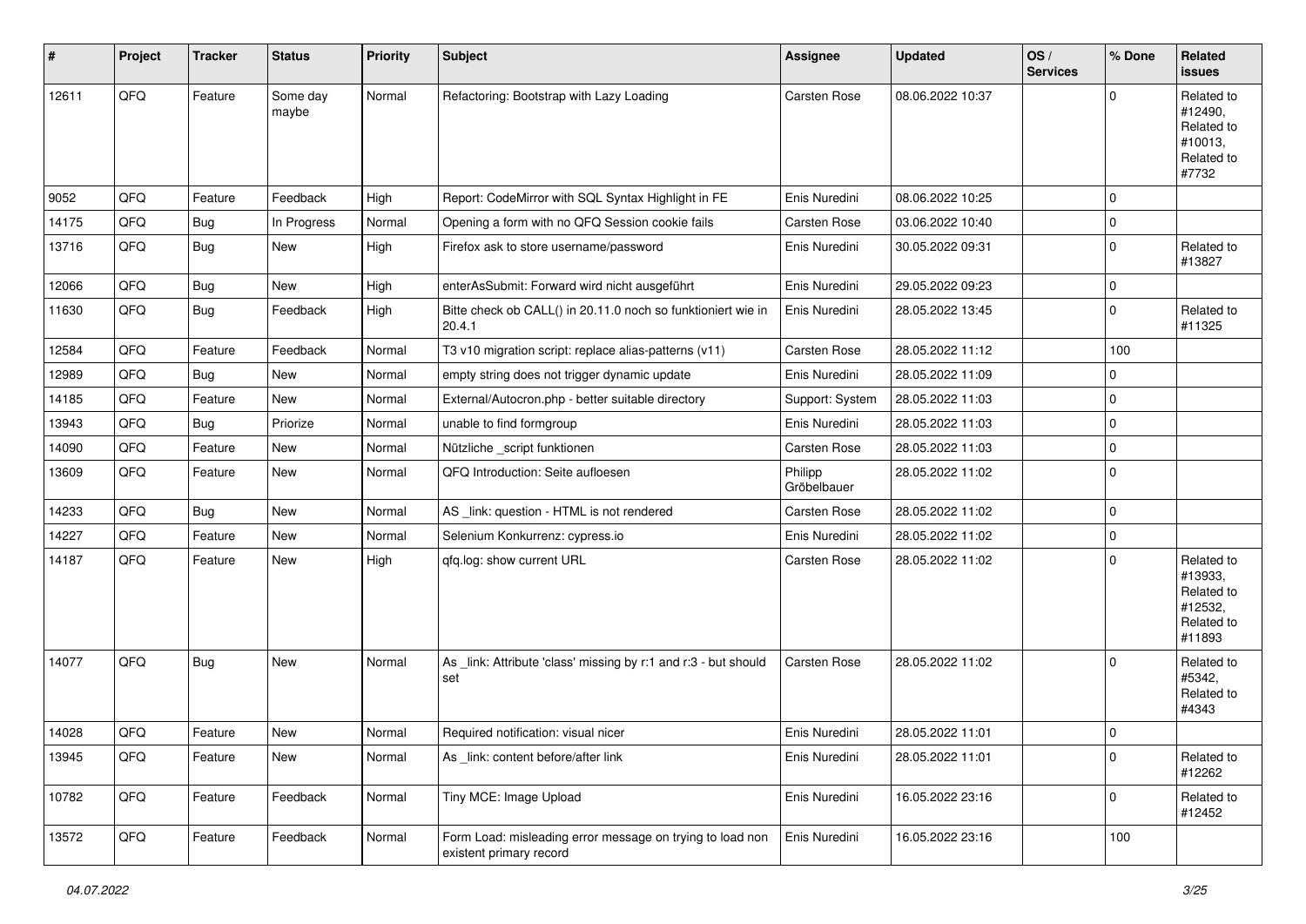| # | Project | Tracker | Status | Priority | Subject | Assignee | Updated | OS / Services | % Done | Related issues |
|---|---|---|---|---|---|---|---|---|---|---|
| 12611 | QFQ | Feature | Some day maybe | Normal | Refactoring: Bootstrap with Lazy Loading | Carsten Rose | 08.06.2022 10:37 | | 0 | Related to #12490, Related to #10013, Related to #7732 |
| 9052 | QFQ | Feature | Feedback | High | Report: CodeMirror with SQL Syntax Highlight in FE | Enis Nuredini | 08.06.2022 10:25 | | 0 | |
| 14175 | QFQ | Bug | In Progress | Normal | Opening a form with no QFQ Session cookie fails | Carsten Rose | 03.06.2022 10:40 | | 0 | |
| 13716 | QFQ | Bug | New | High | Firefox ask to store username/password | Enis Nuredini | 30.05.2022 09:31 | | 0 | Related to #13827 |
| 12066 | QFQ | Bug | New | High | enterAsSubmit: Forward wird nicht ausgeführt | Enis Nuredini | 29.05.2022 09:23 | | 0 | |
| 11630 | QFQ | Bug | Feedback | High | Bitte check ob CALL() in 20.11.0 noch so funktioniert wie in 20.4.1 | Enis Nuredini | 28.05.2022 13:45 | | 0 | Related to #11325 |
| 12584 | QFQ | Feature | Feedback | Normal | T3 v10 migration script: replace alias-patterns (v11) | Carsten Rose | 28.05.2022 11:12 | | 100 | |
| 12989 | QFQ | Bug | New | Normal | empty string does not trigger dynamic update | Enis Nuredini | 28.05.2022 11:09 | | 0 | |
| 14185 | QFQ | Feature | New | Normal | External/Autocron.php - better suitable directory | Support: System | 28.05.2022 11:03 | | 0 | |
| 13943 | QFQ | Bug | Priorize | Normal | unable to find formgroup | Enis Nuredini | 28.05.2022 11:03 | | 0 | |
| 14090 | QFQ | Feature | New | Normal | Nützliche _script funktionen | Carsten Rose | 28.05.2022 11:03 | | 0 | |
| 13609 | QFQ | Feature | New | Normal | QFQ Introduction: Seite aufloesen | Philipp Gröbelbauer | 28.05.2022 11:02 | | 0 | |
| 14233 | QFQ | Bug | New | Normal | AS _link: question - HTML is not rendered | Carsten Rose | 28.05.2022 11:02 | | 0 | |
| 14227 | QFQ | Feature | New | Normal | Selenium Konkurrenz: cypress.io | Enis Nuredini | 28.05.2022 11:02 | | 0 | |
| 14187 | QFQ | Feature | New | High | qfq.log: show current URL | Carsten Rose | 28.05.2022 11:02 | | 0 | Related to #13933, Related to #12532, Related to #11893 |
| 14077 | QFQ | Bug | New | Normal | As _link: Attribute 'class' missing by r:1 and r:3 - but should set | Carsten Rose | 28.05.2022 11:02 | | 0 | Related to #5342, Related to #4343 |
| 14028 | QFQ | Feature | New | Normal | Required notification: visual nicer | Enis Nuredini | 28.05.2022 11:01 | | 0 | |
| 13945 | QFQ | Feature | New | Normal | As _link: content before/after link | Enis Nuredini | 28.05.2022 11:01 | | 0 | Related to #12262 |
| 10782 | QFQ | Feature | Feedback | Normal | Tiny MCE: Image Upload | Enis Nuredini | 16.05.2022 23:16 | | 0 | Related to #12452 |
| 13572 | QFQ | Feature | Feedback | Normal | Form Load: misleading error message on trying to load non existent primary record | Enis Nuredini | 16.05.2022 23:16 | | 100 | |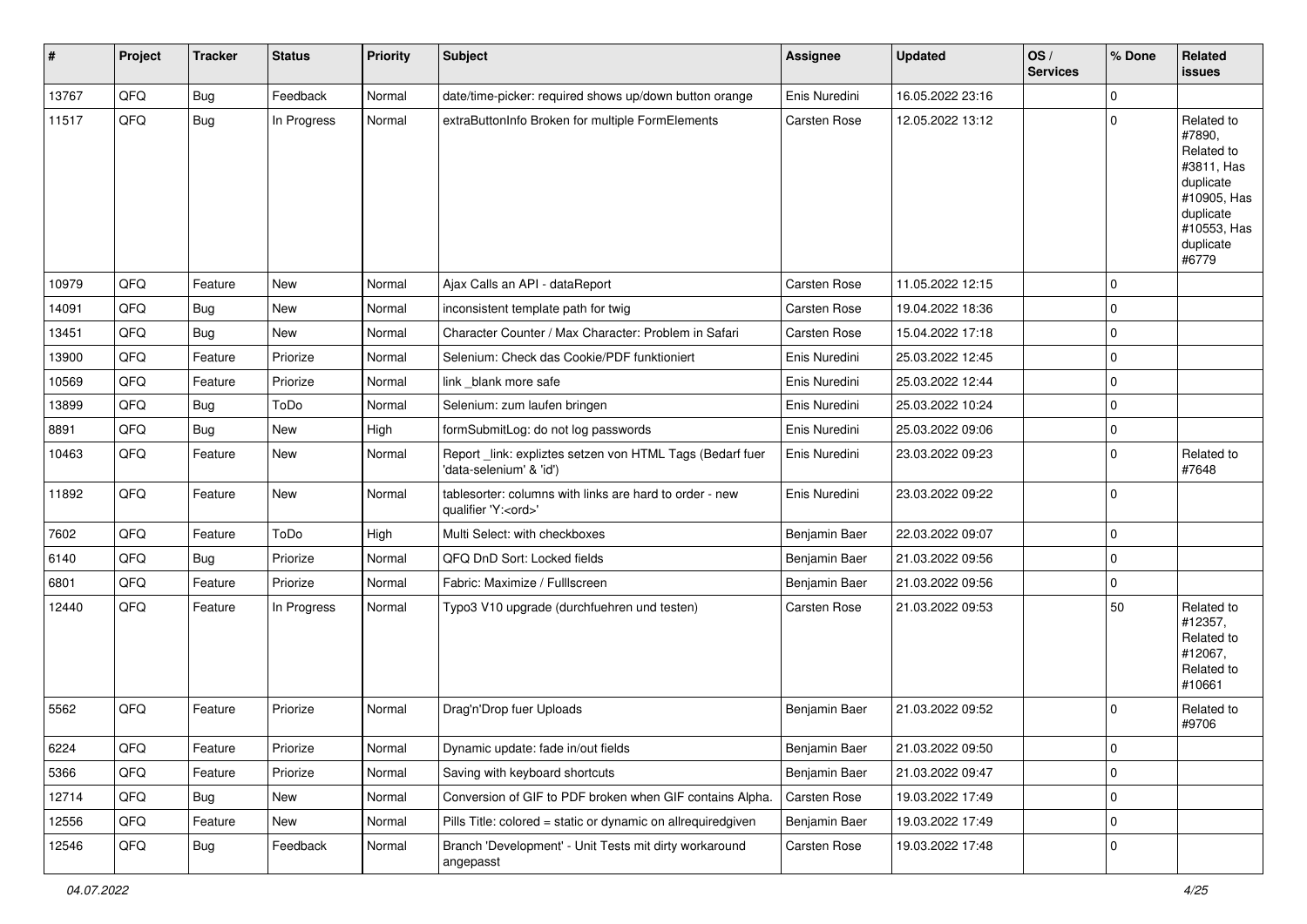| # | Project | Tracker | Status | Priority | Subject | Assignee | Updated | OS / Services | % Done | Related issues |
|---|---|---|---|---|---|---|---|---|---|---|
| 13767 | QFQ | Bug | Feedback | Normal | date/time-picker: required shows up/down button orange | Enis Nuredini | 16.05.2022 23:16 | | 0 | |
| 11517 | QFQ | Bug | In Progress | Normal | extraButtonInfo Broken for multiple FormElements | Carsten Rose | 12.05.2022 13:12 | | 0 | Related to #7890, Related to #3811, Has duplicate #10905, Has duplicate #10553, Has duplicate #6779 |
| 10979 | QFQ | Feature | New | Normal | Ajax Calls an API - dataReport | Carsten Rose | 11.05.2022 12:15 | | 0 | |
| 14091 | QFQ | Bug | New | Normal | inconsistent template path for twig | Carsten Rose | 19.04.2022 18:36 | | 0 | |
| 13451 | QFQ | Bug | New | Normal | Character Counter / Max Character: Problem in Safari | Carsten Rose | 15.04.2022 17:18 | | 0 | |
| 13900 | QFQ | Feature | Priorize | Normal | Selenium: Check das Cookie/PDF funktioniert | Enis Nuredini | 25.03.2022 12:45 | | 0 | |
| 10569 | QFQ | Feature | Priorize | Normal | link _blank more safe | Enis Nuredini | 25.03.2022 12:44 | | 0 | |
| 13899 | QFQ | Bug | ToDo | Normal | Selenium: zum laufen bringen | Enis Nuredini | 25.03.2022 10:24 | | 0 | |
| 8891 | QFQ | Bug | New | High | formSubmitLog: do not log passwords | Enis Nuredini | 25.03.2022 09:06 | | 0 | |
| 10463 | QFQ | Feature | New | Normal | Report _link: expliztes setzen von HTML Tags (Bedarf fuer 'data-selenium' & 'id') | Enis Nuredini | 23.03.2022 09:23 | | 0 | Related to #7648 |
| 11892 | QFQ | Feature | New | Normal | tablesorter: columns with links are hard to order - new qualifier 'Y:<ord>' | Enis Nuredini | 23.03.2022 09:22 | | 0 | |
| 7602 | QFQ | Feature | ToDo | High | Multi Select: with checkboxes | Benjamin Baer | 22.03.2022 09:07 | | 0 | |
| 6140 | QFQ | Bug | Priorize | Normal | QFQ DnD Sort: Locked fields | Benjamin Baer | 21.03.2022 09:56 | | 0 | |
| 6801 | QFQ | Feature | Priorize | Normal | Fabric: Maximize / Fulllscreen | Benjamin Baer | 21.03.2022 09:56 | | 0 | |
| 12440 | QFQ | Feature | In Progress | Normal | Typo3 V10 upgrade (durchfuehren und testen) | Carsten Rose | 21.03.2022 09:53 | | 50 | Related to #12357, Related to #12067, Related to #10661 |
| 5562 | QFQ | Feature | Priorize | Normal | Drag'n'Drop fuer Uploads | Benjamin Baer | 21.03.2022 09:52 | | 0 | Related to #9706 |
| 6224 | QFQ | Feature | Priorize | Normal | Dynamic update: fade in/out fields | Benjamin Baer | 21.03.2022 09:50 | | 0 | |
| 5366 | QFQ | Feature | Priorize | Normal | Saving with keyboard shortcuts | Benjamin Baer | 21.03.2022 09:47 | | 0 | |
| 12714 | QFQ | Bug | New | Normal | Conversion of GIF to PDF broken when GIF contains Alpha. | Carsten Rose | 19.03.2022 17:49 | | 0 | |
| 12556 | QFQ | Feature | New | Normal | Pills Title: colored = static or dynamic on allrequiredgiven | Benjamin Baer | 19.03.2022 17:49 | | 0 | |
| 12546 | QFQ | Bug | Feedback | Normal | Branch 'Development' - Unit Tests mit dirty workaround angepasst | Carsten Rose | 19.03.2022 17:48 | | 0 | |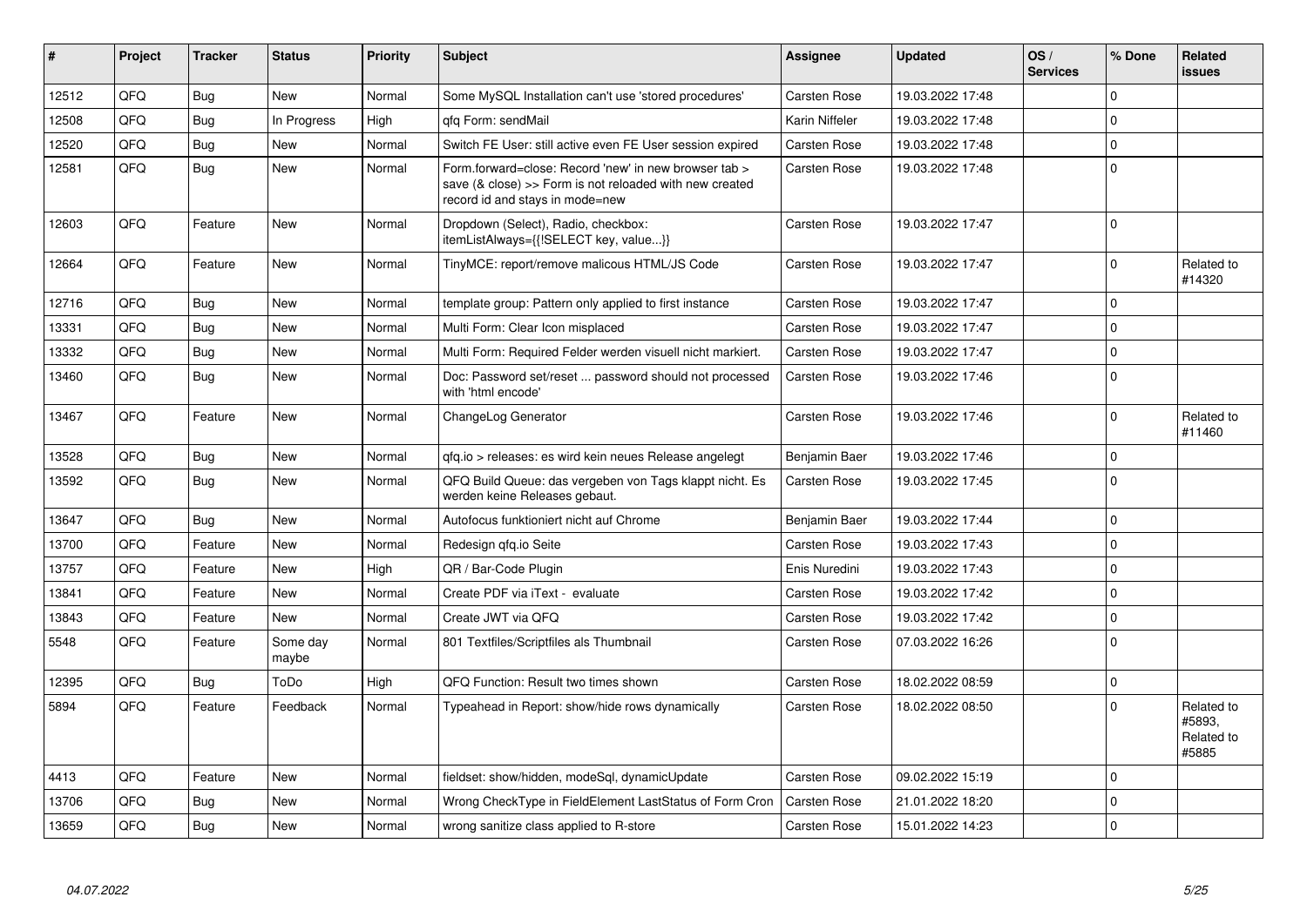| # | Project | Tracker | Status | Priority | Subject | Assignee | Updated | OS / Services | % Done | Related issues |
|---|---|---|---|---|---|---|---|---|---|---|
| 12512 | QFQ | Bug | New | Normal | Some MySQL Installation can't use 'stored procedures' | Carsten Rose | 19.03.2022 17:48 | | 0 | |
| 12508 | QFQ | Bug | In Progress | High | qfq Form: sendMail | Karin Niffeler | 19.03.2022 17:48 | | 0 | |
| 12520 | QFQ | Bug | New | Normal | Switch FE User: still active even FE User session expired | Carsten Rose | 19.03.2022 17:48 | | 0 | |
| 12581 | QFQ | Bug | New | Normal | Form.forward=close: Record 'new' in new browser tab > save (& close) >> Form is not reloaded with new created record id and stays in mode=new | Carsten Rose | 19.03.2022 17:48 | | 0 | |
| 12603 | QFQ | Feature | New | Normal | Dropdown (Select), Radio, checkbox: itemListAlways={{!SELECT key, value...}} | Carsten Rose | 19.03.2022 17:47 | | 0 | |
| 12664 | QFQ | Feature | New | Normal | TinyMCE: report/remove malicous HTML/JS Code | Carsten Rose | 19.03.2022 17:47 | | 0 | Related to #14320 |
| 12716 | QFQ | Bug | New | Normal | template group: Pattern only applied to first instance | Carsten Rose | 19.03.2022 17:47 | | 0 | |
| 13331 | QFQ | Bug | New | Normal | Multi Form: Clear Icon misplaced | Carsten Rose | 19.03.2022 17:47 | | 0 | |
| 13332 | QFQ | Bug | New | Normal | Multi Form: Required Felder werden visuell nicht markiert. | Carsten Rose | 19.03.2022 17:47 | | 0 | |
| 13460 | QFQ | Bug | New | Normal | Doc: Password set/reset ... password should not processed with 'html encode' | Carsten Rose | 19.03.2022 17:46 | | 0 | |
| 13467 | QFQ | Feature | New | Normal | ChangeLog Generator | Carsten Rose | 19.03.2022 17:46 | | 0 | Related to #11460 |
| 13528 | QFQ | Bug | New | Normal | qfq.io > releases: es wird kein neues Release angelegt | Benjamin Baer | 19.03.2022 17:46 | | 0 | |
| 13592 | QFQ | Bug | New | Normal | QFQ Build Queue: das vergeben von Tags klappt nicht. Es werden keine Releases gebaut. | Carsten Rose | 19.03.2022 17:45 | | 0 | |
| 13647 | QFQ | Bug | New | Normal | Autofocus funktioniert nicht auf Chrome | Benjamin Baer | 19.03.2022 17:44 | | 0 | |
| 13700 | QFQ | Feature | New | Normal | Redesign qfq.io Seite | Carsten Rose | 19.03.2022 17:43 | | 0 | |
| 13757 | QFQ | Feature | New | High | QR / Bar-Code Plugin | Enis Nuredini | 19.03.2022 17:43 | | 0 | |
| 13841 | QFQ | Feature | New | Normal | Create PDF via iText - evaluate | Carsten Rose | 19.03.2022 17:42 | | 0 | |
| 13843 | QFQ | Feature | New | Normal | Create JWT via QFQ | Carsten Rose | 19.03.2022 17:42 | | 0 | |
| 5548 | QFQ | Feature | Some day maybe | Normal | 801 Textfiles/Scriptfiles als Thumbnail | Carsten Rose | 07.03.2022 16:26 | | 0 | |
| 12395 | QFQ | Bug | ToDo | High | QFQ Function: Result two times shown | Carsten Rose | 18.02.2022 08:59 | | 0 | |
| 5894 | QFQ | Feature | Feedback | Normal | Typeahead in Report: show/hide rows dynamically | Carsten Rose | 18.02.2022 08:50 | | 0 | Related to #5893, Related to #5885 |
| 4413 | QFQ | Feature | New | Normal | fieldset: show/hidden, modeSql, dynamicUpdate | Carsten Rose | 09.02.2022 15:19 | | 0 | |
| 13706 | QFQ | Bug | New | Normal | Wrong CheckType in FieldElement LastStatus of Form Cron | Carsten Rose | 21.01.2022 18:20 | | 0 | |
| 13659 | QFQ | Bug | New | Normal | wrong sanitize class applied to R-store | Carsten Rose | 15.01.2022 14:23 | | 0 | |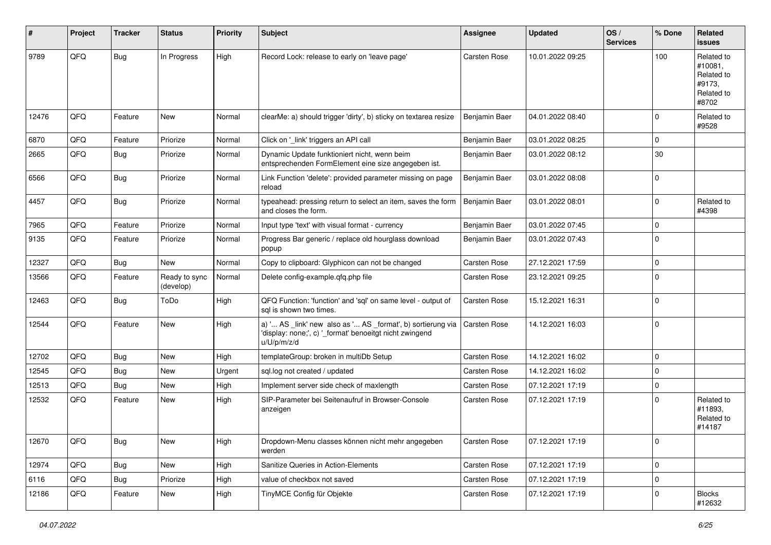| # | Project | Tracker | Status | Priority | Subject | Assignee | Updated | OS / Services | % Done | Related issues |
|---|---|---|---|---|---|---|---|---|---|---|
| 9789 | QFQ | Bug | In Progress | High | Record Lock: release to early on 'leave page' | Carsten Rose | 10.01.2022 09:25 | | 100 | Related to #10081, Related to #9173, Related to #8702 |
| 12476 | QFQ | Feature | New | Normal | clearMe: a) should trigger 'dirty', b) sticky on textarea resize | Benjamin Baer | 04.01.2022 08:40 | | 0 | Related to #9528 |
| 6870 | QFQ | Feature | Priorize | Normal | Click on '_link' triggers an API call | Benjamin Baer | 03.01.2022 08:25 | | 0 | |
| 2665 | QFQ | Bug | Priorize | Normal | Dynamic Update funktioniert nicht, wenn beim entsprechenden FormElement eine size angegeben ist. | Benjamin Baer | 03.01.2022 08:12 | | 30 | |
| 6566 | QFQ | Bug | Priorize | Normal | Link Function 'delete': provided parameter missing on page reload | Benjamin Baer | 03.01.2022 08:08 | | 0 | |
| 4457 | QFQ | Bug | Priorize | Normal | typeahead: pressing return to select an item, saves the form and closes the form. | Benjamin Baer | 03.01.2022 08:01 | | 0 | Related to #4398 |
| 7965 | QFQ | Feature | Priorize | Normal | Input type 'text' with visual format - currency | Benjamin Baer | 03.01.2022 07:45 | | 0 | |
| 9135 | QFQ | Feature | Priorize | Normal | Progress Bar generic / replace old hourglass download popup | Benjamin Baer | 03.01.2022 07:43 | | 0 | |
| 12327 | QFQ | Bug | New | Normal | Copy to clipboard: Glyphicon can not be changed | Carsten Rose | 27.12.2021 17:59 | | 0 | |
| 13566 | QFQ | Feature | Ready to sync (develop) | Normal | Delete config-example.qfq.php file | Carsten Rose | 23.12.2021 09:25 | | 0 | |
| 12463 | QFQ | Bug | ToDo | High | QFQ Function: 'function' and 'sql' on same level - output of sql is shown two times. | Carsten Rose | 15.12.2021 16:31 | | 0 | |
| 12544 | QFQ | Feature | New | High | a) '... AS _link' new also as '... AS _format', b) sortierung via 'display: none;', c) '_format' benoeitgt nicht zwingend u/U/p/m/z/d | Carsten Rose | 14.12.2021 16:03 | | 0 | |
| 12702 | QFQ | Bug | New | High | templateGroup: broken in multiDb Setup | Carsten Rose | 14.12.2021 16:02 | | 0 | |
| 12545 | QFQ | Bug | New | Urgent | sql.log not created / updated | Carsten Rose | 14.12.2021 16:02 | | 0 | |
| 12513 | QFQ | Bug | New | High | Implement server side check of maxlength | Carsten Rose | 07.12.2021 17:19 | | 0 | |
| 12532 | QFQ | Feature | New | High | SIP-Parameter bei Seitenaufruf in Browser-Console anzeigen | Carsten Rose | 07.12.2021 17:19 | | 0 | Related to #11893, Related to #14187 |
| 12670 | QFQ | Bug | New | High | Dropdown-Menu classes können nicht mehr angegeben werden | Carsten Rose | 07.12.2021 17:19 | | 0 | |
| 12974 | QFQ | Bug | New | High | Sanitize Queries in Action-Elements | Carsten Rose | 07.12.2021 17:19 | | 0 | |
| 6116 | QFQ | Bug | Priorize | High | value of checkbox not saved | Carsten Rose | 07.12.2021 17:19 | | 0 | |
| 12186 | QFQ | Feature | New | High | TinyMCE Config für Objekte | Carsten Rose | 07.12.2021 17:19 | | 0 | Blocks #12632 |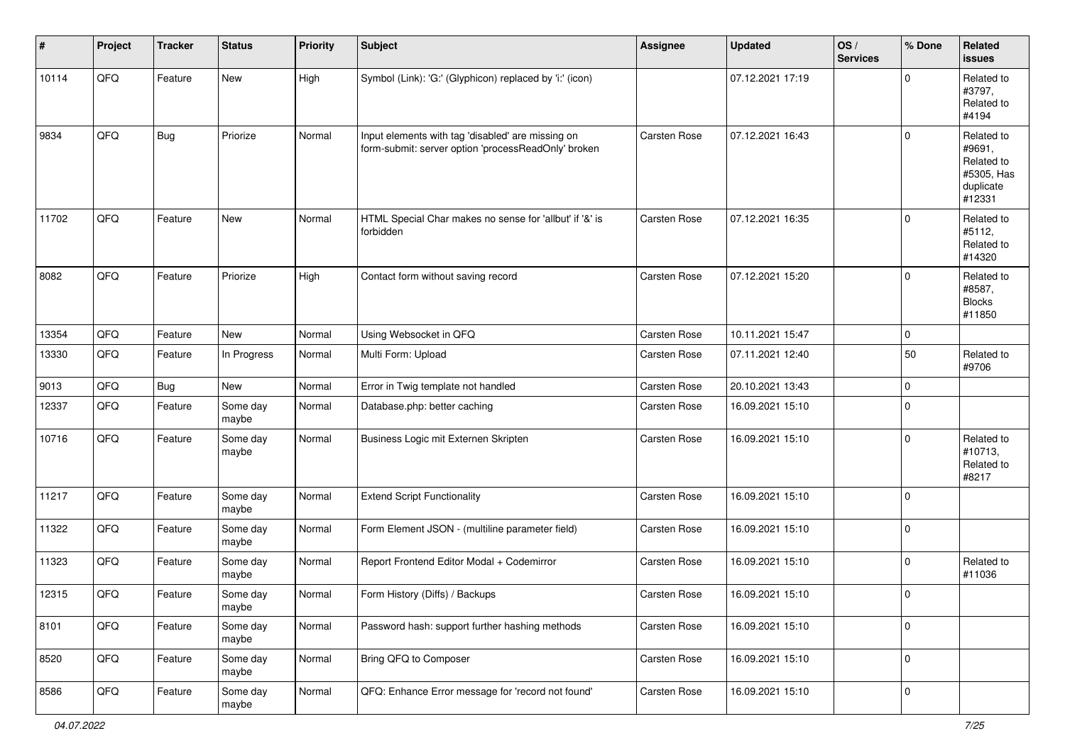| # | Project | Tracker | Status | Priority | Subject | Assignee | Updated | OS / Services | % Done | Related issues |
|---|---|---|---|---|---|---|---|---|---|---|
| 10114 | QFQ | Feature | New | High | Symbol (Link): 'G:' (Glyphicon) replaced by 'i:' (icon) | | 07.12.2021 17:19 | | 0 | Related to #3797, Related to #4194 |
| 9834 | QFQ | Bug | Priorize | Normal | Input elements with tag 'disabled' are missing on form-submit: server option 'processReadOnly' broken | Carsten Rose | 07.12.2021 16:43 | | 0 | Related to #9691, Related to #5305, Has duplicate #12331 |
| 11702 | QFQ | Feature | New | Normal | HTML Special Char makes no sense for 'allbut' if '&' is forbidden | Carsten Rose | 07.12.2021 16:35 | | 0 | Related to #5112, Related to #14320 |
| 8082 | QFQ | Feature | Priorize | High | Contact form without saving record | Carsten Rose | 07.12.2021 15:20 | | 0 | Related to #8587, Blocks #11850 |
| 13354 | QFQ | Feature | New | Normal | Using Websocket in QFQ | Carsten Rose | 10.11.2021 15:47 | | 0 | |
| 13330 | QFQ | Feature | In Progress | Normal | Multi Form: Upload | Carsten Rose | 07.11.2021 12:40 | | 50 | Related to #9706 |
| 9013 | QFQ | Bug | New | Normal | Error in Twig template not handled | Carsten Rose | 20.10.2021 13:43 | | 0 | |
| 12337 | QFQ | Feature | Some day maybe | Normal | Database.php: better caching | Carsten Rose | 16.09.2021 15:10 | | 0 | |
| 10716 | QFQ | Feature | Some day maybe | Normal | Business Logic mit Externen Skripten | Carsten Rose | 16.09.2021 15:10 | | 0 | Related to #10713, Related to #8217 |
| 11217 | QFQ | Feature | Some day maybe | Normal | Extend Script Functionality | Carsten Rose | 16.09.2021 15:10 | | 0 | |
| 11322 | QFQ | Feature | Some day maybe | Normal | Form Element JSON - (multiline parameter field) | Carsten Rose | 16.09.2021 15:10 | | 0 | |
| 11323 | QFQ | Feature | Some day maybe | Normal | Report Frontend Editor Modal + Codemirror | Carsten Rose | 16.09.2021 15:10 | | 0 | Related to #11036 |
| 12315 | QFQ | Feature | Some day maybe | Normal | Form History (Diffs) / Backups | Carsten Rose | 16.09.2021 15:10 | | 0 | |
| 8101 | QFQ | Feature | Some day maybe | Normal | Password hash: support further hashing methods | Carsten Rose | 16.09.2021 15:10 | | 0 | |
| 8520 | QFQ | Feature | Some day maybe | Normal | Bring QFQ to Composer | Carsten Rose | 16.09.2021 15:10 | | 0 | |
| 8586 | QFQ | Feature | Some day maybe | Normal | QFQ: Enhance Error message for 'record not found' | Carsten Rose | 16.09.2021 15:10 | | 0 | |

*04.07.2022*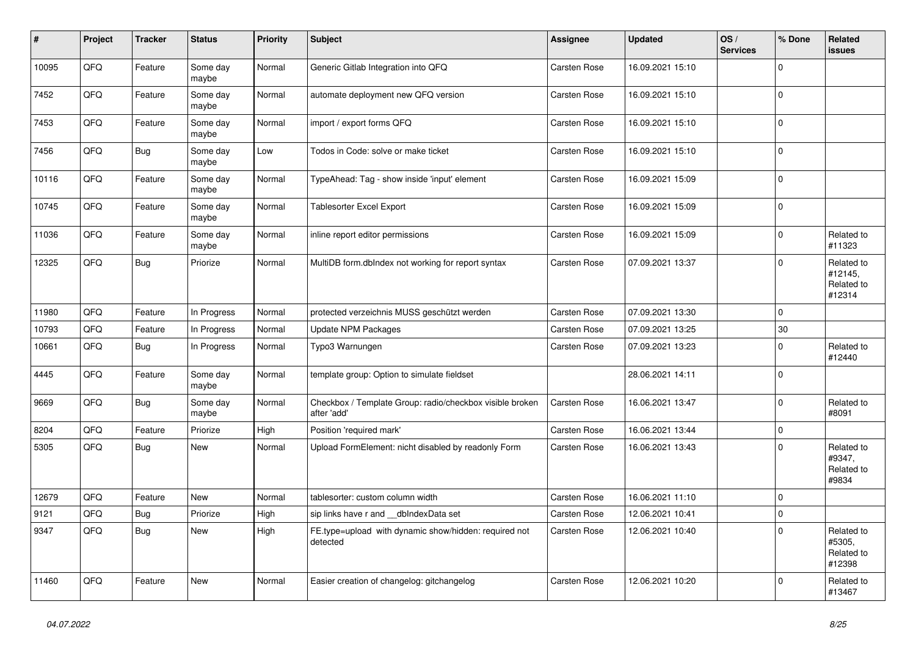| # | Project | Tracker | Status | Priority | Subject | Assignee | Updated | OS / Services | % Done | Related issues |
|---|---|---|---|---|---|---|---|---|---|---|
| 10095 | QFQ | Feature | Some day maybe | Normal | Generic Gitlab Integration into QFQ | Carsten Rose | 16.09.2021 15:10 | | 0 | |
| 7452 | QFQ | Feature | Some day maybe | Normal | automate deployment new QFQ version | Carsten Rose | 16.09.2021 15:10 | | 0 | |
| 7453 | QFQ | Feature | Some day maybe | Normal | import / export forms QFQ | Carsten Rose | 16.09.2021 15:10 | | 0 | |
| 7456 | QFQ | Bug | Some day maybe | Low | Todos in Code: solve or make ticket | Carsten Rose | 16.09.2021 15:10 | | 0 | |
| 10116 | QFQ | Feature | Some day maybe | Normal | TypeAhead: Tag - show inside 'input' element | Carsten Rose | 16.09.2021 15:09 | | 0 | |
| 10745 | QFQ | Feature | Some day maybe | Normal | Tablesorter Excel Export | Carsten Rose | 16.09.2021 15:09 | | 0 | |
| 11036 | QFQ | Feature | Some day maybe | Normal | inline report editor permissions | Carsten Rose | 16.09.2021 15:09 | | 0 | Related to #11323 |
| 12325 | QFQ | Bug | Priorize | Normal | MultiDB form.dbIndex not working for report syntax | Carsten Rose | 07.09.2021 13:37 | | 0 | Related to #12145, Related to #12314 |
| 11980 | QFQ | Feature | In Progress | Normal | protected verzeichnis MUSS geschützt werden | Carsten Rose | 07.09.2021 13:30 | | 0 | |
| 10793 | QFQ | Feature | In Progress | Normal | Update NPM Packages | Carsten Rose | 07.09.2021 13:25 | | 30 | |
| 10661 | QFQ | Bug | In Progress | Normal | Typo3 Warnungen | Carsten Rose | 07.09.2021 13:23 | | 0 | Related to #12440 |
| 4445 | QFQ | Feature | Some day maybe | Normal | template group: Option to simulate fieldset | | 28.06.2021 14:11 | | 0 | |
| 9669 | QFQ | Bug | Some day maybe | Normal | Checkbox / Template Group: radio/checkbox visible broken after 'add' | Carsten Rose | 16.06.2021 13:47 | | 0 | Related to #8091 |
| 8204 | QFQ | Feature | Priorize | High | Position 'required mark' | Carsten Rose | 16.06.2021 13:44 | | 0 | |
| 5305 | QFQ | Bug | New | Normal | Upload FormElement: nicht disabled by readonly Form | Carsten Rose | 16.06.2021 13:43 | | 0 | Related to #9347, Related to #9834 |
| 12679 | QFQ | Feature | New | Normal | tablesorter: custom column width | Carsten Rose | 16.06.2021 11:10 | | 0 | |
| 9121 | QFQ | Bug | Priorize | High | sip links have r and __dbIndexData set | Carsten Rose | 12.06.2021 10:41 | | 0 | |
| 9347 | QFQ | Bug | New | High | FE.type=upload with dynamic show/hidden: required not detected | Carsten Rose | 12.06.2021 10:40 | | 0 | Related to #5305, Related to #12398 |
| 11460 | QFQ | Feature | New | Normal | Easier creation of changelog: gitchangelog | Carsten Rose | 12.06.2021 10:20 | | 0 | Related to #13467 |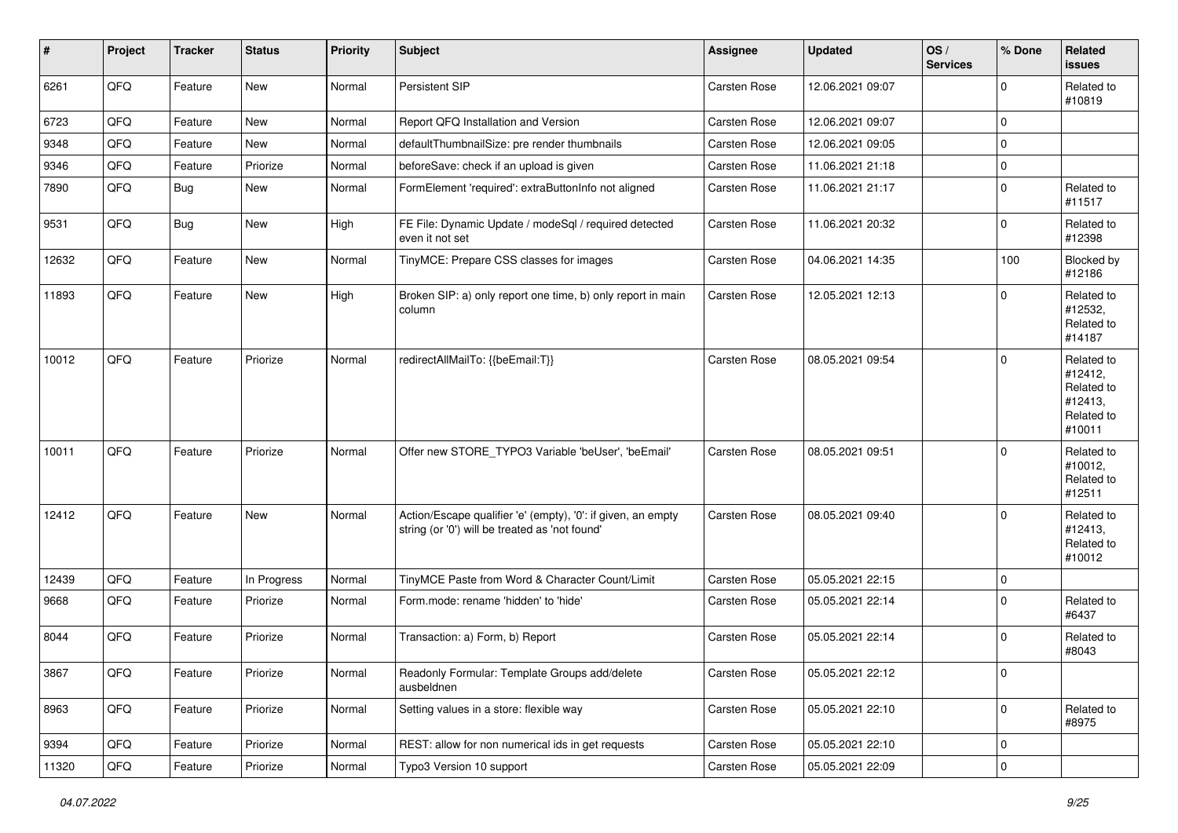| # | Project | Tracker | Status | Priority | Subject | Assignee | Updated | OS / Services | % Done | Related issues |
|---|---|---|---|---|---|---|---|---|---|---|
| 6261 | QFQ | Feature | New | Normal | Persistent SIP | Carsten Rose | 12.06.2021 09:07 | | 0 | Related to #10819 |
| 6723 | QFQ | Feature | New | Normal | Report QFQ Installation and Version | Carsten Rose | 12.06.2021 09:07 | | 0 | |
| 9348 | QFQ | Feature | New | Normal | defaultThumbnailSize: pre render thumbnails | Carsten Rose | 12.06.2021 09:05 | | 0 | |
| 9346 | QFQ | Feature | Priorize | Normal | beforeSave: check if an upload is given | Carsten Rose | 11.06.2021 21:18 | | 0 | |
| 7890 | QFQ | Bug | New | Normal | FormElement 'required': extraButtonInfo not aligned | Carsten Rose | 11.06.2021 21:17 | | 0 | Related to #11517 |
| 9531 | QFQ | Bug | New | High | FE File: Dynamic Update / modeSql / required detected even it not set | Carsten Rose | 11.06.2021 20:32 | | 0 | Related to #12398 |
| 12632 | QFQ | Feature | New | Normal | TinyMCE: Prepare CSS classes for images | Carsten Rose | 04.06.2021 14:35 | | 100 | Blocked by #12186 |
| 11893 | QFQ | Feature | New | High | Broken SIP: a) only report one time, b) only report in main column | Carsten Rose | 12.05.2021 12:13 | | 0 | Related to #12532, Related to #14187 |
| 10012 | QFQ | Feature | Priorize | Normal | redirectAllMailTo: {{beEmail:T}} | Carsten Rose | 08.05.2021 09:54 | | 0 | Related to #12412, Related to #12413, Related to #10011 |
| 10011 | QFQ | Feature | Priorize | Normal | Offer new STORE_TYPO3 Variable 'beUser', 'beEmail' | Carsten Rose | 08.05.2021 09:51 | | 0 | Related to #10012, Related to #12511 |
| 12412 | QFQ | Feature | New | Normal | Action/Escape qualifier 'e' (empty), '0': if given, an empty string (or '0') will be treated as 'not found' | Carsten Rose | 08.05.2021 09:40 | | 0 | Related to #12413, Related to #10012 |
| 12439 | QFQ | Feature | In Progress | Normal | TinyMCE Paste from Word & Character Count/Limit | Carsten Rose | 05.05.2021 22:15 | | 0 | |
| 9668 | QFQ | Feature | Priorize | Normal | Form.mode: rename 'hidden' to 'hide' | Carsten Rose | 05.05.2021 22:14 | | 0 | Related to #6437 |
| 8044 | QFQ | Feature | Priorize | Normal | Transaction: a) Form, b) Report | Carsten Rose | 05.05.2021 22:14 | | 0 | Related to #8043 |
| 3867 | QFQ | Feature | Priorize | Normal | Readonly Formular: Template Groups add/delete ausbeldnen | Carsten Rose | 05.05.2021 22:12 | | 0 | |
| 8963 | QFQ | Feature | Priorize | Normal | Setting values in a store: flexible way | Carsten Rose | 05.05.2021 22:10 | | 0 | Related to #8975 |
| 9394 | QFQ | Feature | Priorize | Normal | REST: allow for non numerical ids in get requests | Carsten Rose | 05.05.2021 22:10 | | 0 | |
| 11320 | QFQ | Feature | Priorize | Normal | Typo3 Version 10 support | Carsten Rose | 05.05.2021 22:09 | | 0 | |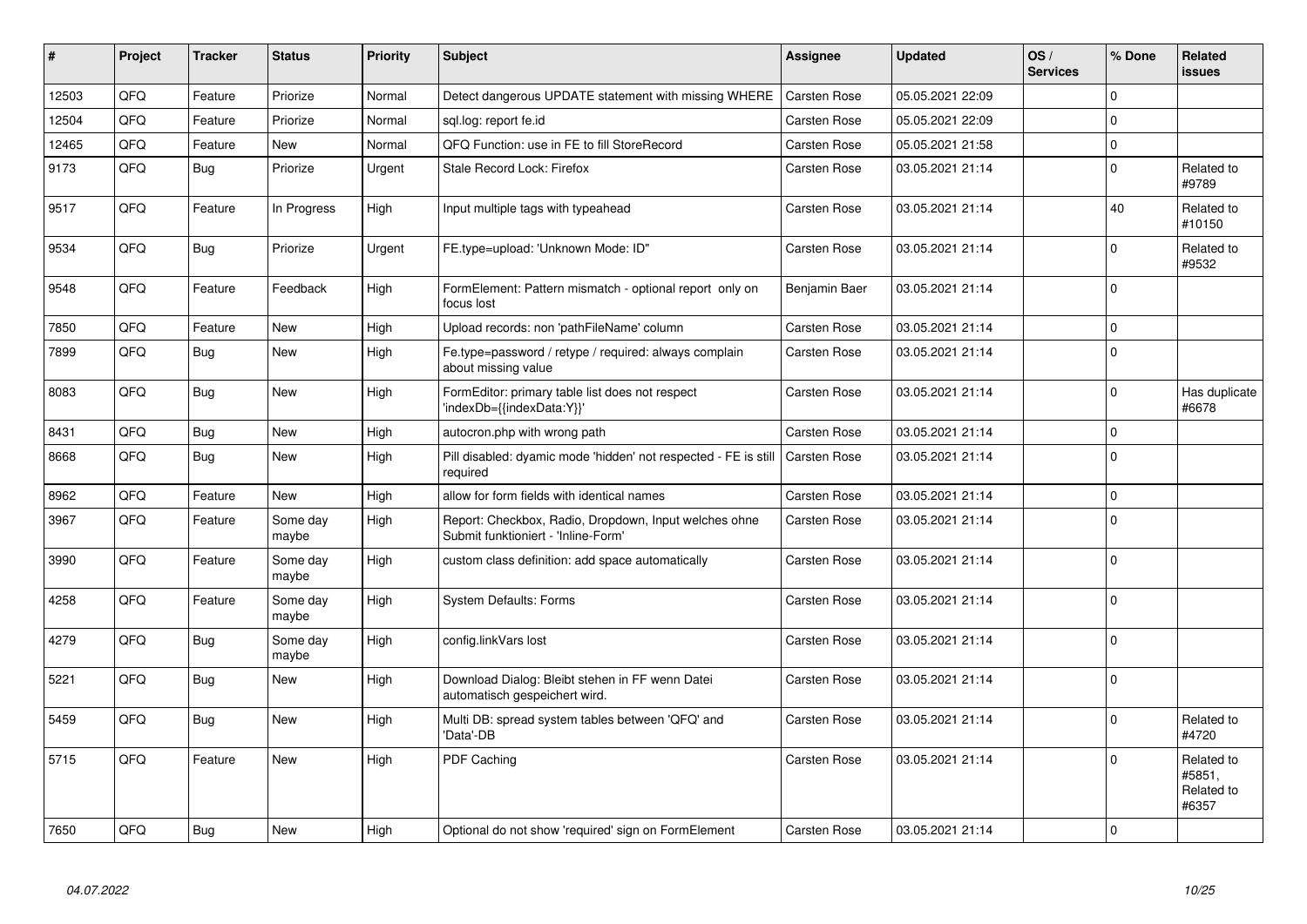| # | Project | Tracker | Status | Priority | Subject | Assignee | Updated | OS / Services | % Done | Related issues |
|---|---|---|---|---|---|---|---|---|---|---|
| 12503 | QFQ | Feature | Priorize | Normal | Detect dangerous UPDATE statement with missing WHERE | Carsten Rose | 05.05.2021 22:09 | | 0 | |
| 12504 | QFQ | Feature | Priorize | Normal | sql.log: report fe.id | Carsten Rose | 05.05.2021 22:09 | | 0 | |
| 12465 | QFQ | Feature | New | Normal | QFQ Function: use in FE to fill StoreRecord | Carsten Rose | 05.05.2021 21:58 | | 0 | |
| 9173 | QFQ | Bug | Priorize | Urgent | Stale Record Lock: Firefox | Carsten Rose | 03.05.2021 21:14 | | 0 | Related to #9789 |
| 9517 | QFQ | Feature | In Progress | High | Input multiple tags with typeahead | Carsten Rose | 03.05.2021 21:14 | | 40 | Related to #10150 |
| 9534 | QFQ | Bug | Priorize | Urgent | FE.type=upload: 'Unknown Mode: ID" | Carsten Rose | 03.05.2021 21:14 | | 0 | Related to #9532 |
| 9548 | QFQ | Feature | Feedback | High | FormElement: Pattern mismatch - optional report only on focus lost | Benjamin Baer | 03.05.2021 21:14 | | 0 | |
| 7850 | QFQ | Feature | New | High | Upload records: non 'pathFileName' column | Carsten Rose | 03.05.2021 21:14 | | 0 | |
| 7899 | QFQ | Bug | New | High | Fe.type=password / retype / required: always complain about missing value | Carsten Rose | 03.05.2021 21:14 | | 0 | |
| 8083 | QFQ | Bug | New | High | FormEditor: primary table list does not respect 'indexDb={{indexData:Y}}' | Carsten Rose | 03.05.2021 21:14 | | 0 | Has duplicate #6678 |
| 8431 | QFQ | Bug | New | High | autocron.php with wrong path | Carsten Rose | 03.05.2021 21:14 | | 0 | |
| 8668 | QFQ | Bug | New | High | Pill disabled: dyamic mode 'hidden' not respected - FE is still required | Carsten Rose | 03.05.2021 21:14 | | 0 | |
| 8962 | QFQ | Feature | New | High | allow for form fields with identical names | Carsten Rose | 03.05.2021 21:14 | | 0 | |
| 3967 | QFQ | Feature | Some day maybe | High | Report: Checkbox, Radio, Dropdown, Input welches ohne Submit funktioniert - 'Inline-Form' | Carsten Rose | 03.05.2021 21:14 | | 0 | |
| 3990 | QFQ | Feature | Some day maybe | High | custom class definition: add space automatically | Carsten Rose | 03.05.2021 21:14 | | 0 | |
| 4258 | QFQ | Feature | Some day maybe | High | System Defaults: Forms | Carsten Rose | 03.05.2021 21:14 | | 0 | |
| 4279 | QFQ | Bug | Some day maybe | High | config.linkVars lost | Carsten Rose | 03.05.2021 21:14 | | 0 | |
| 5221 | QFQ | Bug | New | High | Download Dialog: Bleibt stehen in FF wenn Datei automatisch gespeichert wird. | Carsten Rose | 03.05.2021 21:14 | | 0 | |
| 5459 | QFQ | Bug | New | High | Multi DB: spread system tables between 'QFQ' and 'Data'-DB | Carsten Rose | 03.05.2021 21:14 | | 0 | Related to #4720 |
| 5715 | QFQ | Feature | New | High | PDF Caching | Carsten Rose | 03.05.2021 21:14 | | 0 | Related to #5851, Related to #6357 |
| 7650 | QFQ | Bug | New | High | Optional do not show 'required' sign on FormElement | Carsten Rose | 03.05.2021 21:14 | | 0 | |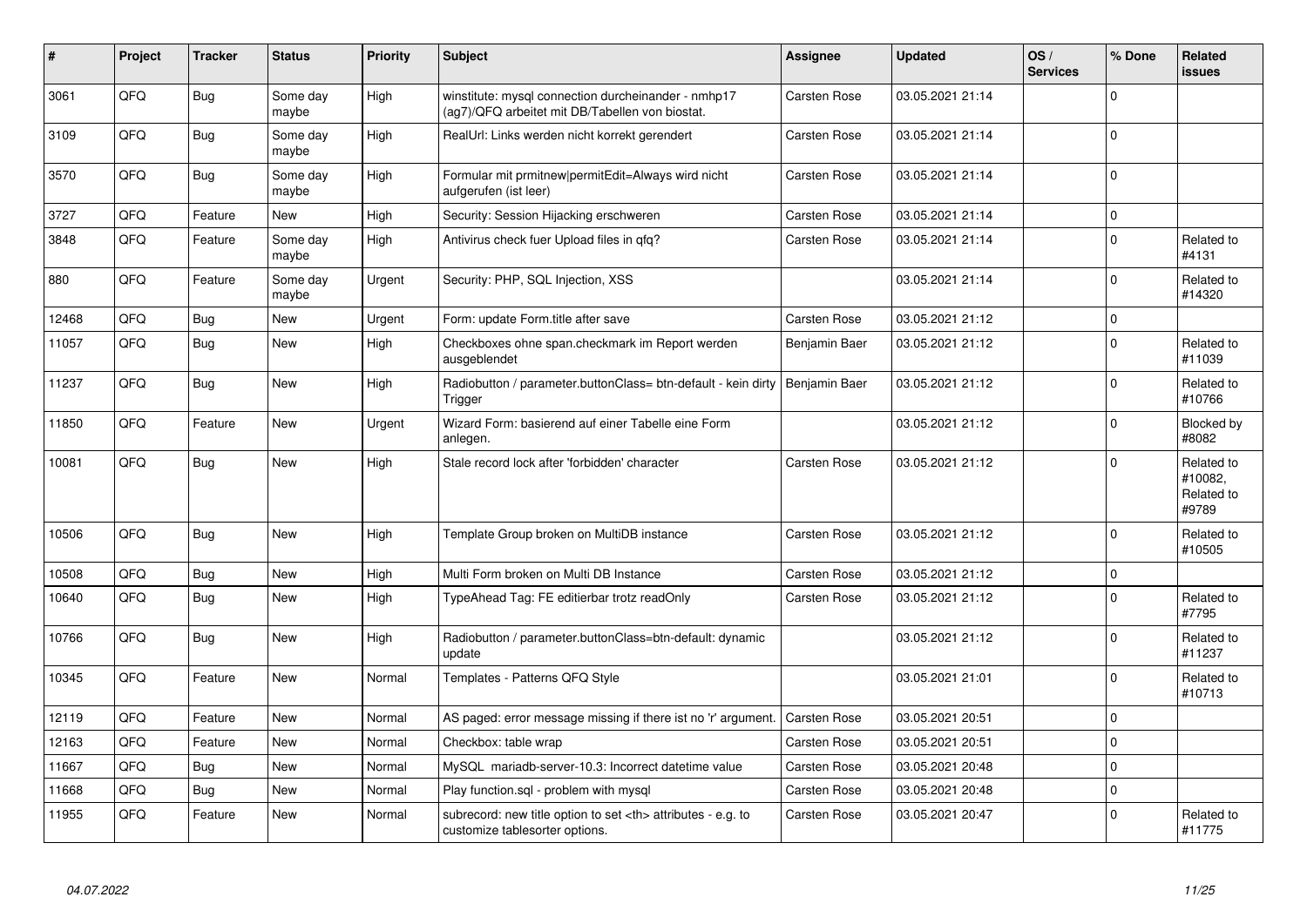| # | Project | Tracker | Status | Priority | Subject | Assignee | Updated | OS / Services | % Done | Related issues |
|---|---|---|---|---|---|---|---|---|---|---|
| 3061 | QFQ | Bug | Some day maybe | High | winstitute: mysql connection durcheinander - nmhp17 (ag7)/QFQ arbeitet mit DB/Tabellen von biostat. | Carsten Rose | 03.05.2021 21:14 | | 0 | |
| 3109 | QFQ | Bug | Some day maybe | High | RealUrl: Links werden nicht korrekt gerendert | Carsten Rose | 03.05.2021 21:14 | | 0 | |
| 3570 | QFQ | Bug | Some day maybe | High | Formular mit prmitnew\|permitEdit=Always wird nicht aufgerufen (ist leer) | Carsten Rose | 03.05.2021 21:14 | | 0 | |
| 3727 | QFQ | Feature | New | High | Security: Session Hijacking erschweren | Carsten Rose | 03.05.2021 21:14 | | 0 | |
| 3848 | QFQ | Feature | Some day maybe | High | Antivirus check fuer Upload files in qfq? | Carsten Rose | 03.05.2021 21:14 | | 0 | Related to #4131 |
| 880 | QFQ | Feature | Some day maybe | Urgent | Security: PHP, SQL Injection, XSS | | 03.05.2021 21:14 | | 0 | Related to #14320 |
| 12468 | QFQ | Bug | New | Urgent | Form: update Form.title after save | Carsten Rose | 03.05.2021 21:12 | | 0 | |
| 11057 | QFQ | Bug | New | High | Checkboxes ohne span.checkmark im Report werden ausgeblendet | Benjamin Baer | 03.05.2021 21:12 | | 0 | Related to #11039 |
| 11237 | QFQ | Bug | New | High | Radiobutton / parameter.buttonClass= btn-default - kein dirty Trigger | Benjamin Baer | 03.05.2021 21:12 | | 0 | Related to #10766 |
| 11850 | QFQ | Feature | New | Urgent | Wizard Form: basierend auf einer Tabelle eine Form anlegen. | | 03.05.2021 21:12 | | 0 | Blocked by #8082 |
| 10081 | QFQ | Bug | New | High | Stale record lock after 'forbidden' character | Carsten Rose | 03.05.2021 21:12 | | 0 | Related to #10082, Related to #9789 |
| 10506 | QFQ | Bug | New | High | Template Group broken on MultiDB instance | Carsten Rose | 03.05.2021 21:12 | | 0 | Related to #10505 |
| 10508 | QFQ | Bug | New | High | Multi Form broken on Multi DB Instance | Carsten Rose | 03.05.2021 21:12 | | 0 | |
| 10640 | QFQ | Bug | New | High | TypeAhead Tag: FE editierbar trotz readOnly | Carsten Rose | 03.05.2021 21:12 | | 0 | Related to #7795 |
| 10766 | QFQ | Bug | New | High | Radiobutton / parameter.buttonClass=btn-default: dynamic update | | 03.05.2021 21:12 | | 0 | Related to #11237 |
| 10345 | QFQ | Feature | New | Normal | Templates - Patterns QFQ Style | | 03.05.2021 21:01 | | 0 | Related to #10713 |
| 12119 | QFQ | Feature | New | Normal | AS paged: error message missing if there ist no 'r' argument. | Carsten Rose | 03.05.2021 20:51 | | 0 | |
| 12163 | QFQ | Feature | New | Normal | Checkbox: table wrap | Carsten Rose | 03.05.2021 20:51 | | 0 | |
| 11667 | QFQ | Bug | New | Normal | MySQL mariadb-server-10.3: Incorrect datetime value | Carsten Rose | 03.05.2021 20:48 | | 0 | |
| 11668 | QFQ | Bug | New | Normal | Play function.sql - problem with mysql | Carsten Rose | 03.05.2021 20:48 | | 0 | |
| 11955 | QFQ | Feature | New | Normal | subrecord: new title option to set <th> attributes - e.g. to customize tablesorter options. | Carsten Rose | 03.05.2021 20:47 | | 0 | Related to #11775 |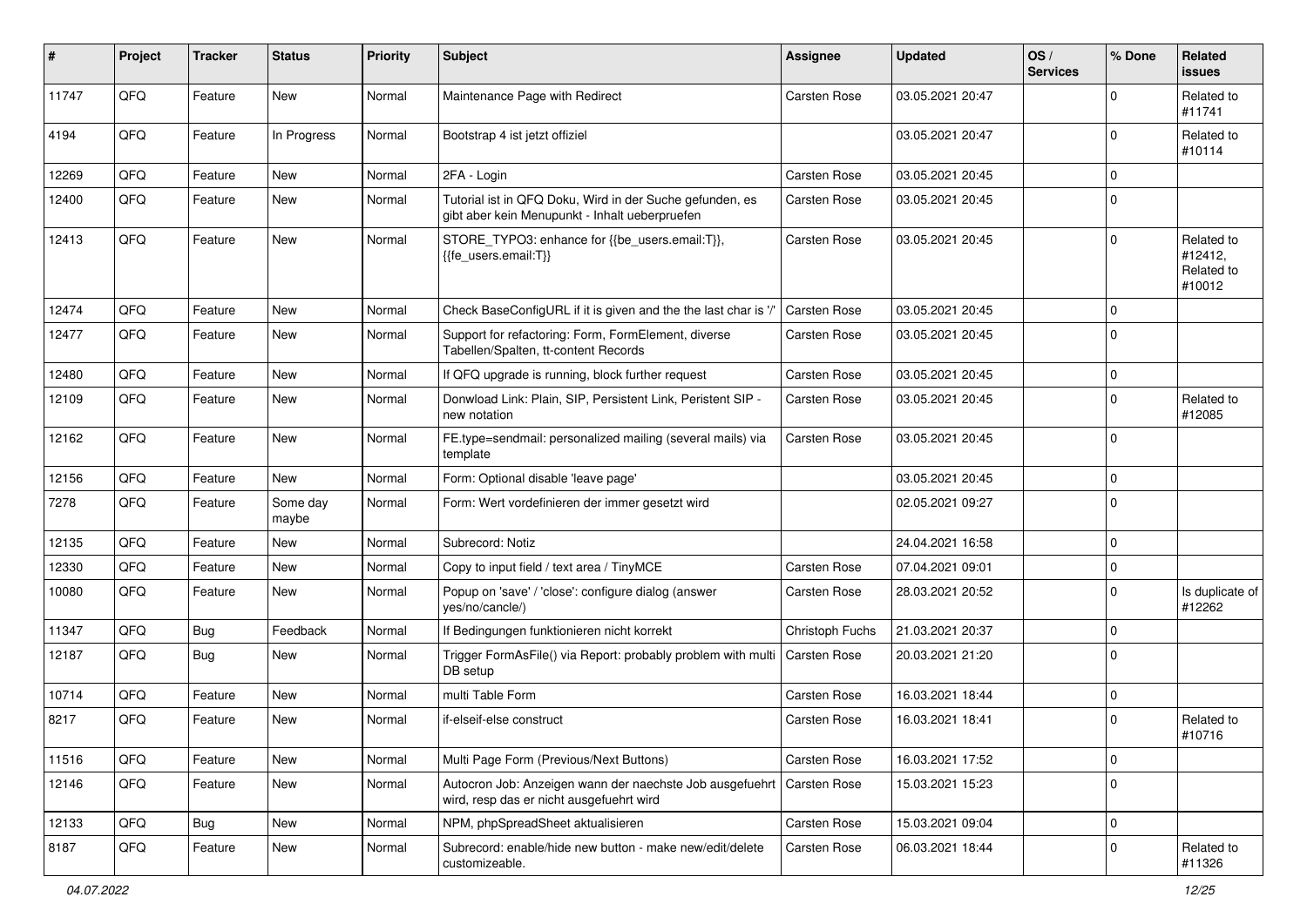| # | Project | Tracker | Status | Priority | Subject | Assignee | Updated | OS / Services | % Done | Related issues |
|---|---|---|---|---|---|---|---|---|---|---|
| 11747 | QFQ | Feature | New | Normal | Maintenance Page with Redirect | Carsten Rose | 03.05.2021 20:47 | | 0 | Related to #11741 |
| 4194 | QFQ | Feature | In Progress | Normal | Bootstrap 4 ist jetzt offiziel | | 03.05.2021 20:47 | | 0 | Related to #10114 |
| 12269 | QFQ | Feature | New | Normal | 2FA - Login | Carsten Rose | 03.05.2021 20:45 | | 0 | |
| 12400 | QFQ | Feature | New | Normal | Tutorial ist in QFQ Doku, Wird in der Suche gefunden, es gibt aber kein Menupunkt - Inhalt ueberpruefen | Carsten Rose | 03.05.2021 20:45 | | 0 | |
| 12413 | QFQ | Feature | New | Normal | STORE_TYPO3: enhance for {{be_users.email:T}}, {{fe_users.email:T}} | Carsten Rose | 03.05.2021 20:45 | | 0 | Related to #12412, Related to #10012 |
| 12474 | QFQ | Feature | New | Normal | Check BaseConfigURL if it is given and the the last char is '/' | Carsten Rose | 03.05.2021 20:45 | | 0 | |
| 12477 | QFQ | Feature | New | Normal | Support for refactoring: Form, FormElement, diverse Tabellen/Spalten, tt-content Records | Carsten Rose | 03.05.2021 20:45 | | 0 | |
| 12480 | QFQ | Feature | New | Normal | If QFQ upgrade is running, block further request | Carsten Rose | 03.05.2021 20:45 | | 0 | |
| 12109 | QFQ | Feature | New | Normal | Donwload Link: Plain, SIP, Persistent Link, Peristent SIP - new notation | Carsten Rose | 03.05.2021 20:45 | | 0 | Related to #12085 |
| 12162 | QFQ | Feature | New | Normal | FE.type=sendmail: personalized mailing (several mails) via template | Carsten Rose | 03.05.2021 20:45 | | 0 | |
| 12156 | QFQ | Feature | New | Normal | Form: Optional disable 'leave page' | | 03.05.2021 20:45 | | 0 | |
| 7278 | QFQ | Feature | Some day maybe | Normal | Form: Wert vordefinieren der immer gesetzt wird | | 02.05.2021 09:27 | | 0 | |
| 12135 | QFQ | Feature | New | Normal | Subrecord: Notiz | | 24.04.2021 16:58 | | 0 | |
| 12330 | QFQ | Feature | New | Normal | Copy to input field / text area / TinyMCE | Carsten Rose | 07.04.2021 09:01 | | 0 | |
| 10080 | QFQ | Feature | New | Normal | Popup on 'save' / 'close': configure dialog (answer yes/no/cancle/) | Carsten Rose | 28.03.2021 20:52 | | 0 | Is duplicate of #12262 |
| 11347 | QFQ | Bug | Feedback | Normal | If Bedingungen funktionieren nicht korrekt | Christoph Fuchs | 21.03.2021 20:37 | | 0 | |
| 12187 | QFQ | Bug | New | Normal | Trigger FormAsFile() via Report: probably problem with multi DB setup | Carsten Rose | 20.03.2021 21:20 | | 0 | |
| 10714 | QFQ | Feature | New | Normal | multi Table Form | Carsten Rose | 16.03.2021 18:44 | | 0 | |
| 8217 | QFQ | Feature | New | Normal | if-elseif-else construct | Carsten Rose | 16.03.2021 18:41 | | 0 | Related to #10716 |
| 11516 | QFQ | Feature | New | Normal | Multi Page Form (Previous/Next Buttons) | Carsten Rose | 16.03.2021 17:52 | | 0 | |
| 12146 | QFQ | Feature | New | Normal | Autocron Job: Anzeigen wann der naechste Job ausgefuehrt wird, resp das er nicht ausgefuehrt wird | Carsten Rose | 15.03.2021 15:23 | | 0 | |
| 12133 | QFQ | Bug | New | Normal | NPM, phpSpreadSheet aktualisieren | Carsten Rose | 15.03.2021 09:04 | | 0 | |
| 8187 | QFQ | Feature | New | Normal | Subrecord: enable/hide new button - make new/edit/delete customizeable. | Carsten Rose | 06.03.2021 18:44 | | 0 | Related to #11326 |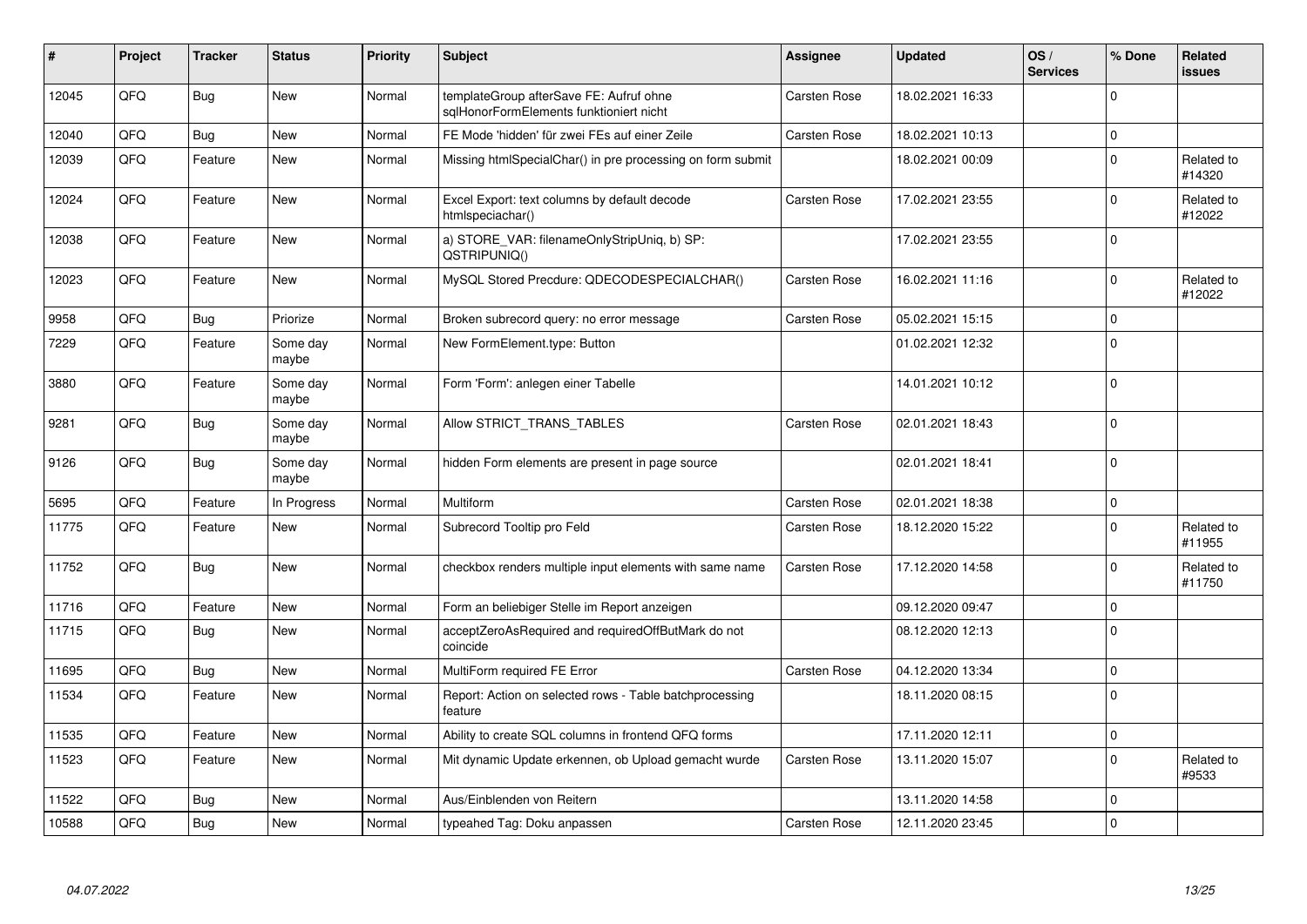| # | Project | Tracker | Status | Priority | Subject | Assignee | Updated | OS / Services | % Done | Related issues |
|---|---|---|---|---|---|---|---|---|---|---|
| 12045 | QFQ | Bug | New | Normal | templateGroup afterSave FE: Aufruf ohne sqlHonorFormElements funktioniert nicht | Carsten Rose | 18.02.2021 16:33 | | 0 | |
| 12040 | QFQ | Bug | New | Normal | FE Mode 'hidden' für zwei FEs auf einer Zeile | Carsten Rose | 18.02.2021 10:13 | | 0 | |
| 12039 | QFQ | Feature | New | Normal | Missing htmlSpecialChar() in pre processing on form submit | | 18.02.2021 00:09 | | 0 | Related to #14320 |
| 12024 | QFQ | Feature | New | Normal | Excel Export: text columns by default decode htmlspeciachar() | Carsten Rose | 17.02.2021 23:55 | | 0 | Related to #12022 |
| 12038 | QFQ | Feature | New | Normal | a) STORE_VAR: filenameOnlyStripUniq, b) SP: QSTRIPUNIQ() | | 17.02.2021 23:55 | | 0 | |
| 12023 | QFQ | Feature | New | Normal | MySQL Stored Precdure: QDECODESPECIALCHAR() | Carsten Rose | 16.02.2021 11:16 | | 0 | Related to #12022 |
| 9958 | QFQ | Bug | Priorize | Normal | Broken subrecord query: no error message | Carsten Rose | 05.02.2021 15:15 | | 0 | |
| 7229 | QFQ | Feature | Some day maybe | Normal | New FormElement.type: Button | | 01.02.2021 12:32 | | 0 | |
| 3880 | QFQ | Feature | Some day maybe | Normal | Form 'Form': anlegen einer Tabelle | | 14.01.2021 10:12 | | 0 | |
| 9281 | QFQ | Bug | Some day maybe | Normal | Allow STRICT_TRANS_TABLES | Carsten Rose | 02.01.2021 18:43 | | 0 | |
| 9126 | QFQ | Bug | Some day maybe | Normal | hidden Form elements are present in page source | | 02.01.2021 18:41 | | 0 | |
| 5695 | QFQ | Feature | In Progress | Normal | Multiform | Carsten Rose | 02.01.2021 18:38 | | 0 | |
| 11775 | QFQ | Feature | New | Normal | Subrecord Tooltip pro Feld | Carsten Rose | 18.12.2020 15:22 | | 0 | Related to #11955 |
| 11752 | QFQ | Bug | New | Normal | checkbox renders multiple input elements with same name | Carsten Rose | 17.12.2020 14:58 | | 0 | Related to #11750 |
| 11716 | QFQ | Feature | New | Normal | Form an beliebiger Stelle im Report anzeigen | | 09.12.2020 09:47 | | 0 | |
| 11715 | QFQ | Bug | New | Normal | acceptZeroAsRequired and requiredOffButMark do not coincide | | 08.12.2020 12:13 | | 0 | |
| 11695 | QFQ | Bug | New | Normal | MultiForm required FE Error | Carsten Rose | 04.12.2020 13:34 | | 0 | |
| 11534 | QFQ | Feature | New | Normal | Report: Action on selected rows - Table batchprocessing feature | | 18.11.2020 08:15 | | 0 | |
| 11535 | QFQ | Feature | New | Normal | Ability to create SQL columns in frontend QFQ forms | | 17.11.2020 12:11 | | 0 | |
| 11523 | QFQ | Feature | New | Normal | Mit dynamic Update erkennen, ob Upload gemacht wurde | Carsten Rose | 13.11.2020 15:07 | | 0 | Related to #9533 |
| 11522 | QFQ | Bug | New | Normal | Aus/Einblenden von Reitern | | 13.11.2020 14:58 | | 0 | |
| 10588 | QFQ | Bug | New | Normal | typeahed Tag: Doku anpassen | Carsten Rose | 12.11.2020 23:45 | | 0 | |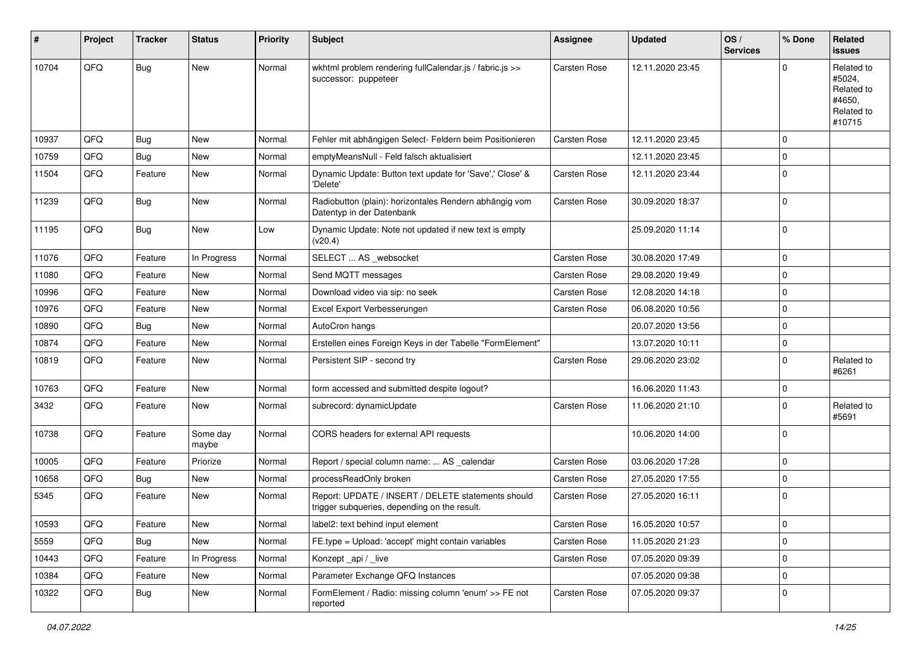| # | Project | Tracker | Status | Priority | Subject | Assignee | Updated | OS / Services | % Done | Related issues |
|---|---|---|---|---|---|---|---|---|---|---|
| 10704 | QFQ | Bug | New | Normal | wkhtml problem rendering fullCalendar.js / fabric.js >> successor: puppeteer | Carsten Rose | 12.11.2020 23:45 | | 0 | Related to #5024, Related to #4650, Related to #10715 |
| 10937 | QFQ | Bug | New | Normal | Fehler mit abhängigen Select- Feldern beim Positionieren | Carsten Rose | 12.11.2020 23:45 | | 0 | |
| 10759 | QFQ | Bug | New | Normal | emptyMeansNull - Feld falsch aktualisiert | | 12.11.2020 23:45 | | 0 | |
| 11504 | QFQ | Feature | New | Normal | Dynamic Update: Button text update for 'Save',' Close' & 'Delete' | Carsten Rose | 12.11.2020 23:44 | | 0 | |
| 11239 | QFQ | Bug | New | Normal | Radiobutton (plain): horizontales Rendern abhängig vom Datentyp in der Datenbank | Carsten Rose | 30.09.2020 18:37 | | 0 | |
| 11195 | QFQ | Bug | New | Low | Dynamic Update: Note not updated if new text is empty (v20.4) | | 25.09.2020 11:14 | | 0 | |
| 11076 | QFQ | Feature | In Progress | Normal | SELECT ... AS _websocket | Carsten Rose | 30.08.2020 17:49 | | 0 | |
| 11080 | QFQ | Feature | New | Normal | Send MQTT messages | Carsten Rose | 29.08.2020 19:49 | | 0 | |
| 10996 | QFQ | Feature | New | Normal | Download video via sip: no seek | Carsten Rose | 12.08.2020 14:18 | | 0 | |
| 10976 | QFQ | Feature | New | Normal | Excel Export Verbesserungen | Carsten Rose | 06.08.2020 10:56 | | 0 | |
| 10890 | QFQ | Bug | New | Normal | AutoCron hangs | | 20.07.2020 13:56 | | 0 | |
| 10874 | QFQ | Feature | New | Normal | Erstellen eines Foreign Keys in der Tabelle "FormElement" | | 13.07.2020 10:11 | | 0 | |
| 10819 | QFQ | Feature | New | Normal | Persistent SIP - second try | Carsten Rose | 29.06.2020 23:02 | | 0 | Related to #6261 |
| 10763 | QFQ | Feature | New | Normal | form accessed and submitted despite logout? | | 16.06.2020 11:43 | | 0 | |
| 3432 | QFQ | Feature | New | Normal | subrecord: dynamicUpdate | Carsten Rose | 11.06.2020 21:10 | | 0 | Related to #5691 |
| 10738 | QFQ | Feature | Some day maybe | Normal | CORS headers for external API requests | | 10.06.2020 14:00 | | 0 | |
| 10005 | QFQ | Feature | Priorize | Normal | Report / special column name: ... AS _calendar | Carsten Rose | 03.06.2020 17:28 | | 0 | |
| 10658 | QFQ | Bug | New | Normal | processReadOnly broken | Carsten Rose | 27.05.2020 17:55 | | 0 | |
| 5345 | QFQ | Feature | New | Normal | Report: UPDATE / INSERT / DELETE statements should trigger subqueries, depending on the result. | Carsten Rose | 27.05.2020 16:11 | | 0 | |
| 10593 | QFQ | Feature | New | Normal | label2: text behind input element | Carsten Rose | 16.05.2020 10:57 | | 0 | |
| 5559 | QFQ | Bug | New | Normal | FE.type = Upload: 'accept' might contain variables | Carsten Rose | 11.05.2020 21:23 | | 0 | |
| 10443 | QFQ | Feature | In Progress | Normal | Konzept _api / _live | Carsten Rose | 07.05.2020 09:39 | | 0 | |
| 10384 | QFQ | Feature | New | Normal | Parameter Exchange QFQ Instances | | 07.05.2020 09:38 | | 0 | |
| 10322 | QFQ | Bug | New | Normal | FormElement / Radio: missing column 'enum' >> FE not reported | Carsten Rose | 07.05.2020 09:37 | | 0 | |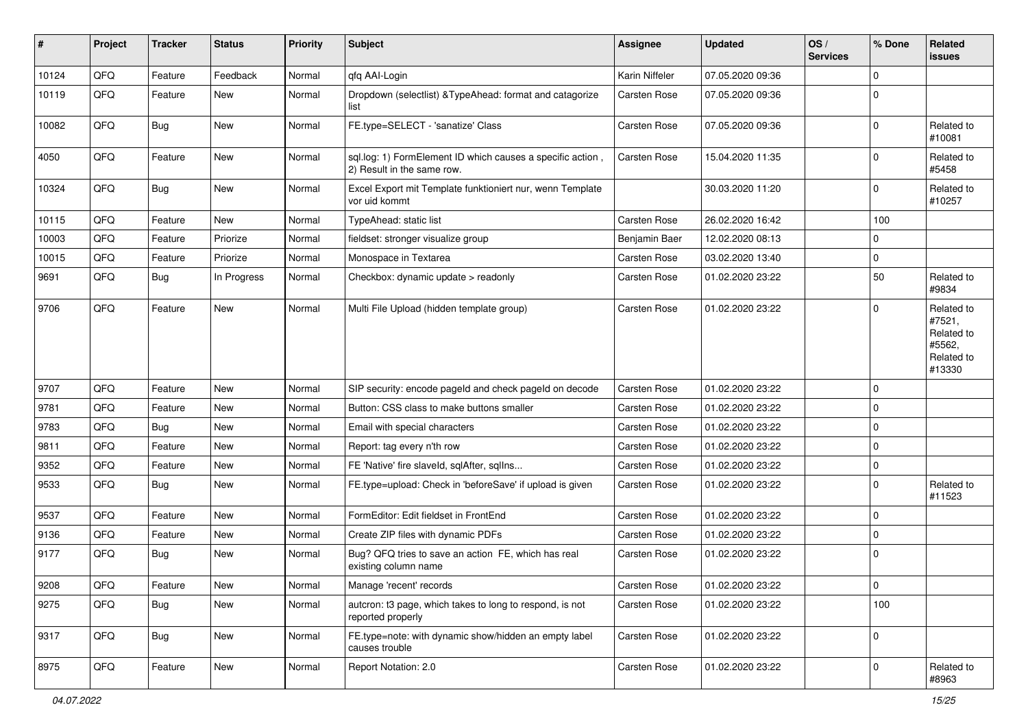| # | Project | Tracker | Status | Priority | Subject | Assignee | Updated | OS / Services | % Done | Related issues |
|---|---|---|---|---|---|---|---|---|---|---|
| 10124 | QFQ | Feature | Feedback | Normal | qfq AAI-Login | Karin Niffeler | 07.05.2020 09:36 | | 0 | |
| 10119 | QFQ | Feature | New | Normal | Dropdown (selectlist) &TypeAhead: format and catagorize list | Carsten Rose | 07.05.2020 09:36 | | 0 | |
| 10082 | QFQ | Bug | New | Normal | FE.type=SELECT - 'sanatize' Class | Carsten Rose | 07.05.2020 09:36 | | 0 | Related to #10081 |
| 4050 | QFQ | Feature | New | Normal | sql.log: 1) FormElement ID which causes a specific action , 2) Result in the same row. | Carsten Rose | 15.04.2020 11:35 | | 0 | Related to #5458 |
| 10324 | QFQ | Bug | New | Normal | Excel Export mit Template funktioniert nur, wenn Template vor uid kommt | | 30.03.2020 11:20 | | 0 | Related to #10257 |
| 10115 | QFQ | Feature | New | Normal | TypeAhead: static list | Carsten Rose | 26.02.2020 16:42 | | 100 | |
| 10003 | QFQ | Feature | Priorize | Normal | fieldset: stronger visualize group | Benjamin Baer | 12.02.2020 08:13 | | 0 | |
| 10015 | QFQ | Feature | Priorize | Normal | Monospace in Textarea | Carsten Rose | 03.02.2020 13:40 | | 0 | |
| 9691 | QFQ | Bug | In Progress | Normal | Checkbox: dynamic update > readonly | Carsten Rose | 01.02.2020 23:22 | | 50 | Related to #9834 |
| 9706 | QFQ | Feature | New | Normal | Multi File Upload (hidden template group) | Carsten Rose | 01.02.2020 23:22 | | 0 | Related to #7521, Related to #5562, Related to #13330 |
| 9707 | QFQ | Feature | New | Normal | SIP security: encode pageId and check pageId on decode | Carsten Rose | 01.02.2020 23:22 | | 0 | |
| 9781 | QFQ | Feature | New | Normal | Button: CSS class to make buttons smaller | Carsten Rose | 01.02.2020 23:22 | | 0 | |
| 9783 | QFQ | Bug | New | Normal | Email with special characters | Carsten Rose | 01.02.2020 23:22 | | 0 | |
| 9811 | QFQ | Feature | New | Normal | Report: tag every n'th row | Carsten Rose | 01.02.2020 23:22 | | 0 | |
| 9352 | QFQ | Feature | New | Normal | FE 'Native' fire slaveId, sqlAfter, sqlIns... | Carsten Rose | 01.02.2020 23:22 | | 0 | |
| 9533 | QFQ | Bug | New | Normal | FE.type=upload: Check in 'beforeSave' if upload is given | Carsten Rose | 01.02.2020 23:22 | | 0 | Related to #11523 |
| 9537 | QFQ | Feature | New | Normal | FormEditor: Edit fieldset in FrontEnd | Carsten Rose | 01.02.2020 23:22 | | 0 | |
| 9136 | QFQ | Feature | New | Normal | Create ZIP files with dynamic PDFs | Carsten Rose | 01.02.2020 23:22 | | 0 | |
| 9177 | QFQ | Bug | New | Normal | Bug? QFQ tries to save an action FE, which has real existing column name | Carsten Rose | 01.02.2020 23:22 | | 0 | |
| 9208 | QFQ | Feature | New | Normal | Manage 'recent' records | Carsten Rose | 01.02.2020 23:22 | | 0 | |
| 9275 | QFQ | Bug | New | Normal | autcron: t3 page, which takes to long to respond, is not reported properly | Carsten Rose | 01.02.2020 23:22 | | 100 | |
| 9317 | QFQ | Bug | New | Normal | FE.type=note: with dynamic show/hidden an empty label causes trouble | Carsten Rose | 01.02.2020 23:22 | | 0 | |
| 8975 | QFQ | Feature | New | Normal | Report Notation: 2.0 | Carsten Rose | 01.02.2020 23:22 | | 0 | Related to #8963 |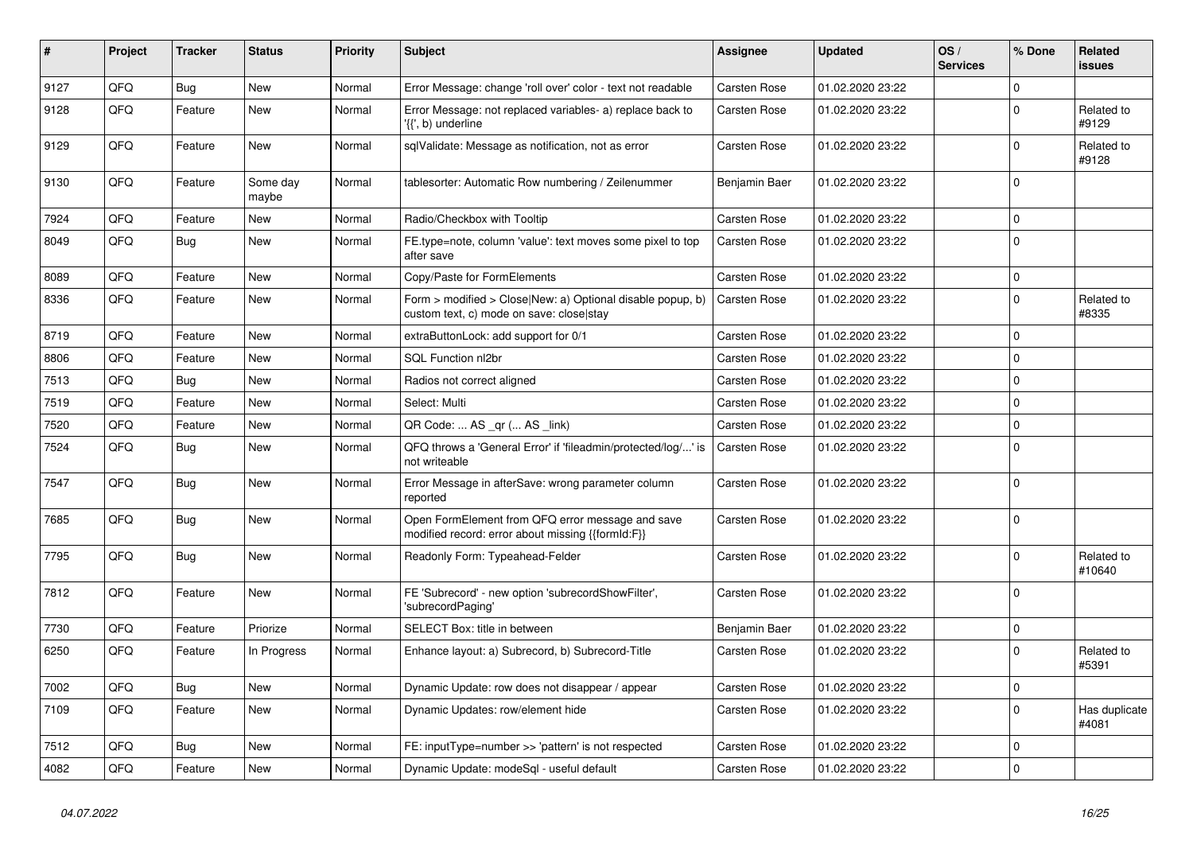| # | Project | Tracker | Status | Priority | Subject | Assignee | Updated | OS / Services | % Done | Related issues |
|---|---|---|---|---|---|---|---|---|---|---|
| 9127 | QFQ | Bug | New | Normal | Error Message: change 'roll over' color - text not readable | Carsten Rose | 01.02.2020 23:22 | | 0 | |
| 9128 | QFQ | Feature | New | Normal | Error Message: not replaced variables- a) replace back to '{{', b) underline | Carsten Rose | 01.02.2020 23:22 | | 0 | Related to #9129 |
| 9129 | QFQ | Feature | New | Normal | sqlValidate: Message as notification, not as error | Carsten Rose | 01.02.2020 23:22 | | 0 | Related to #9128 |
| 9130 | QFQ | Feature | Some day maybe | Normal | tablesorter: Automatic Row numbering / Zeilenummer | Benjamin Baer | 01.02.2020 23:22 | | 0 | |
| 7924 | QFQ | Feature | New | Normal | Radio/Checkbox with Tooltip | Carsten Rose | 01.02.2020 23:22 | | 0 | |
| 8049 | QFQ | Bug | New | Normal | FE.type=note, column 'value': text moves some pixel to top after save | Carsten Rose | 01.02.2020 23:22 | | 0 | |
| 8089 | QFQ | Feature | New | Normal | Copy/Paste for FormElements | Carsten Rose | 01.02.2020 23:22 | | 0 | |
| 8336 | QFQ | Feature | New | Normal | Form > modified > Close\|New: a) Optional disable popup, b) custom text, c) mode on save: close\|stay | Carsten Rose | 01.02.2020 23:22 | | 0 | Related to #8335 |
| 8719 | QFQ | Feature | New | Normal | extraButtonLock: add support for 0/1 | Carsten Rose | 01.02.2020 23:22 | | 0 | |
| 8806 | QFQ | Feature | New | Normal | SQL Function nl2br | Carsten Rose | 01.02.2020 23:22 | | 0 | |
| 7513 | QFQ | Bug | New | Normal | Radios not correct aligned | Carsten Rose | 01.02.2020 23:22 | | 0 | |
| 7519 | QFQ | Feature | New | Normal | Select: Multi | Carsten Rose | 01.02.2020 23:22 | | 0 | |
| 7520 | QFQ | Feature | New | Normal | QR Code: ... AS _qr (... AS _link) | Carsten Rose | 01.02.2020 23:22 | | 0 | |
| 7524 | QFQ | Bug | New | Normal | QFQ throws a 'General Error' if 'fileadmin/protected/log/...' is not writeable | Carsten Rose | 01.02.2020 23:22 | | 0 | |
| 7547 | QFQ | Bug | New | Normal | Error Message in afterSave: wrong parameter column reported | Carsten Rose | 01.02.2020 23:22 | | 0 | |
| 7685 | QFQ | Bug | New | Normal | Open FormElement from QFQ error message and save modified record: error about missing {{formId:F}} | Carsten Rose | 01.02.2020 23:22 | | 0 | |
| 7795 | QFQ | Bug | New | Normal | Readonly Form: Typeahead-Felder | Carsten Rose | 01.02.2020 23:22 | | 0 | Related to #10640 |
| 7812 | QFQ | Feature | New | Normal | FE 'Subrecord' - new option 'subrecordShowFilter', 'subrecordPaging' | Carsten Rose | 01.02.2020 23:22 | | 0 | |
| 7730 | QFQ | Feature | Priorize | Normal | SELECT Box: title in between | Benjamin Baer | 01.02.2020 23:22 | | 0 | |
| 6250 | QFQ | Feature | In Progress | Normal | Enhance layout: a) Subrecord, b) Subrecord-Title | Carsten Rose | 01.02.2020 23:22 | | 0 | Related to #5391 |
| 7002 | QFQ | Bug | New | Normal | Dynamic Update: row does not disappear / appear | Carsten Rose | 01.02.2020 23:22 | | 0 | |
| 7109 | QFQ | Feature | New | Normal | Dynamic Updates: row/element hide | Carsten Rose | 01.02.2020 23:22 | | 0 | Has duplicate #4081 |
| 7512 | QFQ | Bug | New | Normal | FE: inputType=number >> 'pattern' is not respected | Carsten Rose | 01.02.2020 23:22 | | 0 | |
| 4082 | QFQ | Feature | New | Normal | Dynamic Update: modeSql - useful default | Carsten Rose | 01.02.2020 23:22 | | 0 | |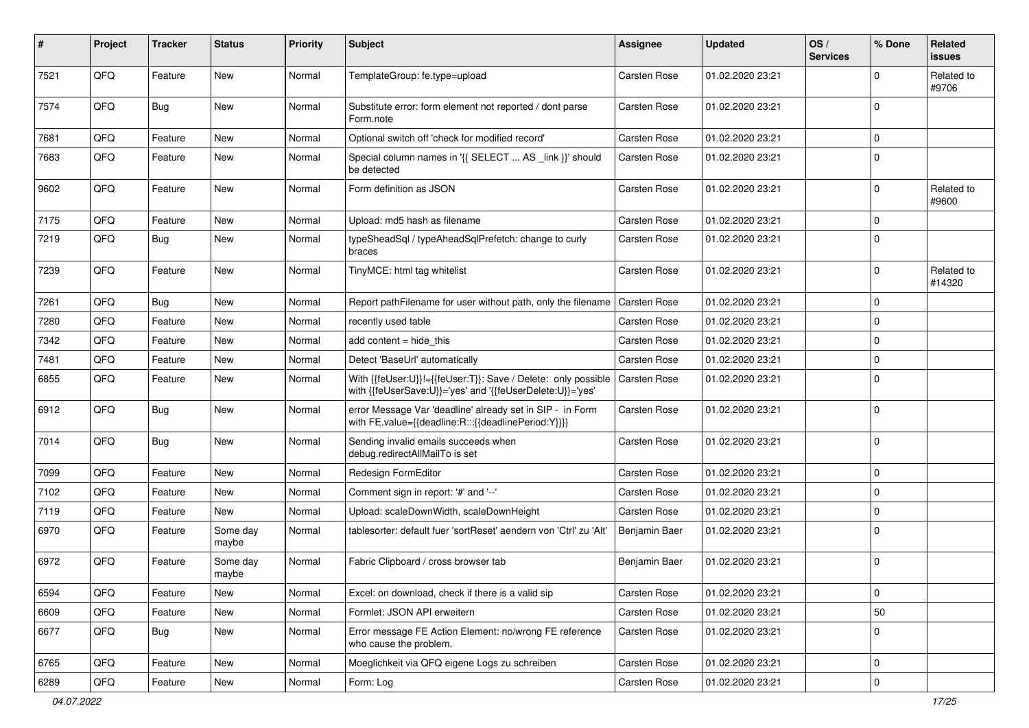| # | Project | Tracker | Status | Priority | Subject | Assignee | Updated | OS / Services | % Done | Related issues |
|---|---|---|---|---|---|---|---|---|---|---|
| 7521 | QFQ | Feature | New | Normal | TemplateGroup: fe.type=upload | Carsten Rose | 01.02.2020 23:21 | | 0 | Related to #9706 |
| 7574 | QFQ | Bug | New | Normal | Substitute error: form element not reported / dont parse Form.note | Carsten Rose | 01.02.2020 23:21 | | 0 | |
| 7681 | QFQ | Feature | New | Normal | Optional switch off 'check for modified record' | Carsten Rose | 01.02.2020 23:21 | | 0 | |
| 7683 | QFQ | Feature | New | Normal | Special column names in '{{ SELECT ... AS _link }}' should be detected | Carsten Rose | 01.02.2020 23:21 | | 0 | |
| 9602 | QFQ | Feature | New | Normal | Form definition as JSON | Carsten Rose | 01.02.2020 23:21 | | 0 | Related to #9600 |
| 7175 | QFQ | Feature | New | Normal | Upload: md5 hash as filename | Carsten Rose | 01.02.2020 23:21 | | 0 | |
| 7219 | QFQ | Bug | New | Normal | typeSheadSql / typeAheadSqlPrefetch: change to curly braces | Carsten Rose | 01.02.2020 23:21 | | 0 | |
| 7239 | QFQ | Feature | New | Normal | TinyMCE: html tag whitelist | Carsten Rose | 01.02.2020 23:21 | | 0 | Related to #14320 |
| 7261 | QFQ | Bug | New | Normal | Report pathFilename for user without path, only the filename | Carsten Rose | 01.02.2020 23:21 | | 0 | |
| 7280 | QFQ | Feature | New | Normal | recently used table | Carsten Rose | 01.02.2020 23:21 | | 0 | |
| 7342 | QFQ | Feature | New | Normal | add content = hide_this | Carsten Rose | 01.02.2020 23:21 | | 0 | |
| 7481 | QFQ | Feature | New | Normal | Detect 'BaseUrl' automatically | Carsten Rose | 01.02.2020 23:21 | | 0 | |
| 6855 | QFQ | Feature | New | Normal | With {{feUser:U}}!={{feUser:T}}: Save / Delete: only possible with {{feUserSave:U}}='yes' and '{{feUserDelete:U}}='yes' | Carsten Rose | 01.02.2020 23:21 | | 0 | |
| 6912 | QFQ | Bug | New | Normal | error Message Var 'deadline' already set in SIP - in Form with FE.value={{deadline:R:::{{deadlinePeriod:Y}}}} | Carsten Rose | 01.02.2020 23:21 | | 0 | |
| 7014 | QFQ | Bug | New | Normal | Sending invalid emails succeeds when debug.redirectAllMailTo is set | Carsten Rose | 01.02.2020 23:21 | | 0 | |
| 7099 | QFQ | Feature | New | Normal | Redesign FormEditor | Carsten Rose | 01.02.2020 23:21 | | 0 | |
| 7102 | QFQ | Feature | New | Normal | Comment sign in report: '#' and '--' | Carsten Rose | 01.02.2020 23:21 | | 0 | |
| 7119 | QFQ | Feature | New | Normal | Upload: scaleDownWidth, scaleDownHeight | Carsten Rose | 01.02.2020 23:21 | | 0 | |
| 6970 | QFQ | Feature | Some day maybe | Normal | tablesorter: default fuer 'sortReset' aendern von 'Ctrl' zu 'Alt' | Benjamin Baer | 01.02.2020 23:21 | | 0 | |
| 6972 | QFQ | Feature | Some day maybe | Normal | Fabric Clipboard / cross browser tab | Benjamin Baer | 01.02.2020 23:21 | | 0 | |
| 6594 | QFQ | Feature | New | Normal | Excel: on download, check if there is a valid sip | Carsten Rose | 01.02.2020 23:21 | | 0 | |
| 6609 | QFQ | Feature | New | Normal | Formlet: JSON API erweitern | Carsten Rose | 01.02.2020 23:21 | | 50 | |
| 6677 | QFQ | Bug | New | Normal | Error message FE Action Element: no/wrong FE reference who cause the problem. | Carsten Rose | 01.02.2020 23:21 | | 0 | |
| 6765 | QFQ | Feature | New | Normal | Moeglichkeit via QFQ eigene Logs zu schreiben | Carsten Rose | 01.02.2020 23:21 | | 0 | |
| 6289 | QFQ | Feature | New | Normal | Form: Log | Carsten Rose | 01.02.2020 23:21 | | 0 | |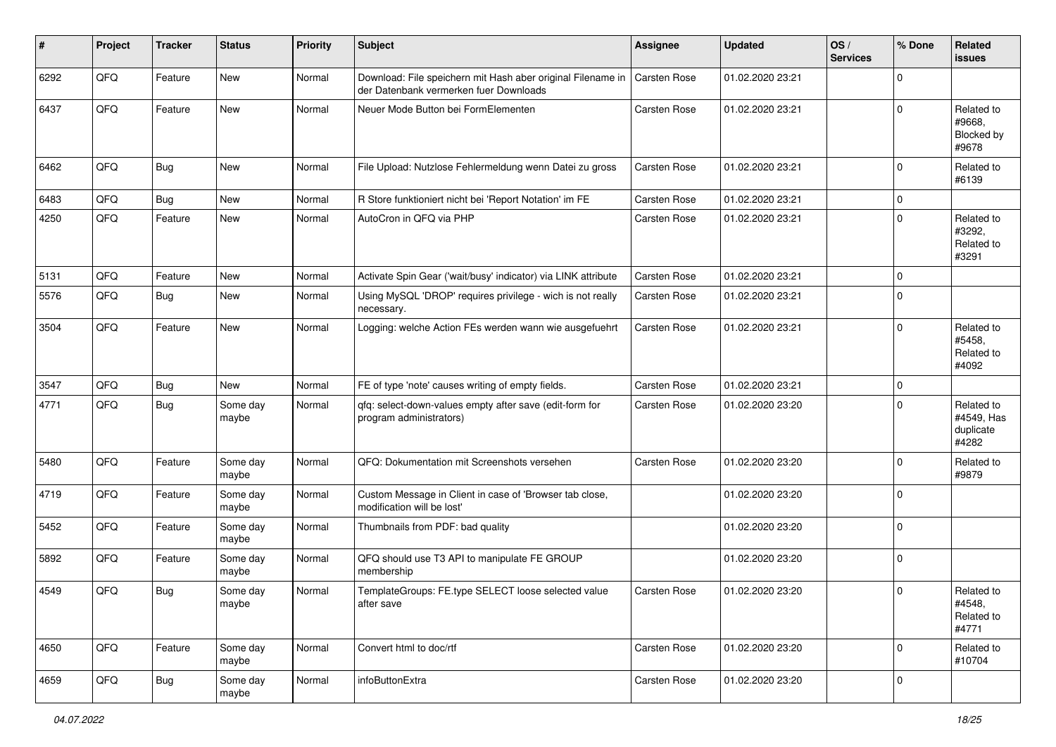| # | Project | Tracker | Status | Priority | Subject | Assignee | Updated | OS / Services | % Done | Related issues |
|---|---|---|---|---|---|---|---|---|---|---|
| 6292 | QFQ | Feature | New | Normal | Download: File speichern mit Hash aber original Filename in der Datenbank vermerken fuer Downloads | Carsten Rose | 01.02.2020 23:21 | | 0 | |
| 6437 | QFQ | Feature | New | Normal | Neuer Mode Button bei FormElementen | Carsten Rose | 01.02.2020 23:21 | | 0 | Related to #9668, Blocked by #9678 |
| 6462 | QFQ | Bug | New | Normal | File Upload: Nutzlose Fehlermeldung wenn Datei zu gross | Carsten Rose | 01.02.2020 23:21 | | 0 | Related to #6139 |
| 6483 | QFQ | Bug | New | Normal | R Store funktioniert nicht bei 'Report Notation' im FE | Carsten Rose | 01.02.2020 23:21 | | 0 | |
| 4250 | QFQ | Feature | New | Normal | AutoCron in QFQ via PHP | Carsten Rose | 01.02.2020 23:21 | | 0 | Related to #3292, Related to #3291 |
| 5131 | QFQ | Feature | New | Normal | Activate Spin Gear ('wait/busy' indicator) via LINK attribute | Carsten Rose | 01.02.2020 23:21 | | 0 | |
| 5576 | QFQ | Bug | New | Normal | Using MySQL 'DROP' requires privilege - wich is not really necessary. | Carsten Rose | 01.02.2020 23:21 | | 0 | |
| 3504 | QFQ | Feature | New | Normal | Logging: welche Action FEs werden wann wie ausgefuehrt | Carsten Rose | 01.02.2020 23:21 | | 0 | Related to #5458, Related to #4092 |
| 3547 | QFQ | Bug | New | Normal | FE of type 'note' causes writing of empty fields. | Carsten Rose | 01.02.2020 23:21 | | 0 | |
| 4771 | QFQ | Bug | Some day maybe | Normal | qfq: select-down-values empty after save (edit-form for program administrators) | Carsten Rose | 01.02.2020 23:20 | | 0 | Related to #4549, Has duplicate #4282 |
| 5480 | QFQ | Feature | Some day maybe | Normal | QFQ: Dokumentation mit Screenshots versehen | Carsten Rose | 01.02.2020 23:20 | | 0 | Related to #9879 |
| 4719 | QFQ | Feature | Some day maybe | Normal | Custom Message in Client in case of 'Browser tab close, modification will be lost' | | 01.02.2020 23:20 | | 0 | |
| 5452 | QFQ | Feature | Some day maybe | Normal | Thumbnails from PDF: bad quality | | 01.02.2020 23:20 | | 0 | |
| 5892 | QFQ | Feature | Some day maybe | Normal | QFQ should use T3 API to manipulate FE GROUP membership | | 01.02.2020 23:20 | | 0 | |
| 4549 | QFQ | Bug | Some day maybe | Normal | TemplateGroups: FE.type SELECT loose selected value after save | Carsten Rose | 01.02.2020 23:20 | | 0 | Related to #4548, Related to #4771 |
| 4650 | QFQ | Feature | Some day maybe | Normal | Convert html to doc/rtf | Carsten Rose | 01.02.2020 23:20 | | 0 | Related to #10704 |
| 4659 | QFQ | Bug | Some day maybe | Normal | infoButtonExtra | Carsten Rose | 01.02.2020 23:20 | | 0 | |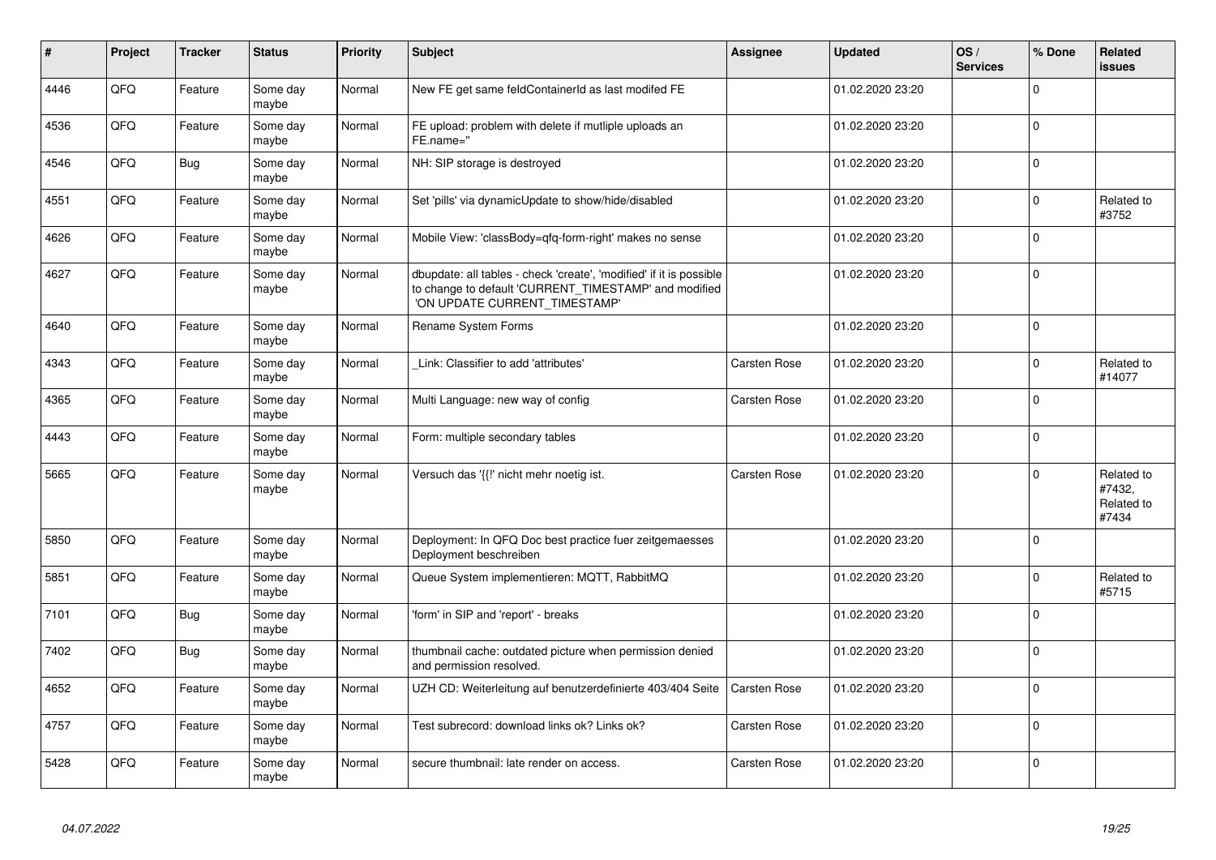| # | Project | Tracker | Status | Priority | Subject | Assignee | Updated | OS / Services | % Done | Related issues |
|---|---|---|---|---|---|---|---|---|---|---|
| 4446 | QFQ | Feature | Some day maybe | Normal | New FE get same feldContainerId as last modifed FE | | 01.02.2020 23:20 | | 0 | |
| 4536 | QFQ | Feature | Some day maybe | Normal | FE upload: problem with delete if mutliple uploads an FE.name=" | | 01.02.2020 23:20 | | 0 | |
| 4546 | QFQ | Bug | Some day maybe | Normal | NH: SIP storage is destroyed | | 01.02.2020 23:20 | | 0 | |
| 4551 | QFQ | Feature | Some day maybe | Normal | Set 'pills' via dynamicUpdate to show/hide/disabled | | 01.02.2020 23:20 | | 0 | Related to #3752 |
| 4626 | QFQ | Feature | Some day maybe | Normal | Mobile View: 'classBody=qfq-form-right' makes no sense | | 01.02.2020 23:20 | | 0 | |
| 4627 | QFQ | Feature | Some day maybe | Normal | dbupdate: all tables - check 'create', 'modified' if it is possible to change to default 'CURRENT_TIMESTAMP' and modified 'ON UPDATE CURRENT_TIMESTAMP' | | 01.02.2020 23:20 | | 0 | |
| 4640 | QFQ | Feature | Some day maybe | Normal | Rename System Forms | | 01.02.2020 23:20 | | 0 | |
| 4343 | QFQ | Feature | Some day maybe | Normal | _Link: Classifier to add 'attributes' | Carsten Rose | 01.02.2020 23:20 | | 0 | Related to #14077 |
| 4365 | QFQ | Feature | Some day maybe | Normal | Multi Language: new way of config | Carsten Rose | 01.02.2020 23:20 | | 0 | |
| 4443 | QFQ | Feature | Some day maybe | Normal | Form: multiple secondary tables | | 01.02.2020 23:20 | | 0 | |
| 5665 | QFQ | Feature | Some day maybe | Normal | Versuch das '{{!' nicht mehr noetig ist. | Carsten Rose | 01.02.2020 23:20 | | 0 | Related to #7432, Related to #7434 |
| 5850 | QFQ | Feature | Some day maybe | Normal | Deployment: In QFQ Doc best practice fuer zeitgemaesses Deployment beschreiben | | 01.02.2020 23:20 | | 0 | |
| 5851 | QFQ | Feature | Some day maybe | Normal | Queue System implementieren: MQTT, RabbitMQ | | 01.02.2020 23:20 | | 0 | Related to #5715 |
| 7101 | QFQ | Bug | Some day maybe | Normal | 'form' in SIP and 'report' - breaks | | 01.02.2020 23:20 | | 0 | |
| 7402 | QFQ | Bug | Some day maybe | Normal | thumbnail cache: outdated picture when permission denied and permission resolved. | | 01.02.2020 23:20 | | 0 | |
| 4652 | QFQ | Feature | Some day maybe | Normal | UZH CD: Weiterleitung auf benutzerdefinierte 403/404 Seite | Carsten Rose | 01.02.2020 23:20 | | 0 | |
| 4757 | QFQ | Feature | Some day maybe | Normal | Test subrecord: download links ok? Links ok? | Carsten Rose | 01.02.2020 23:20 | | 0 | |
| 5428 | QFQ | Feature | Some day maybe | Normal | secure thumbnail: late render on access. | Carsten Rose | 01.02.2020 23:20 | | 0 | |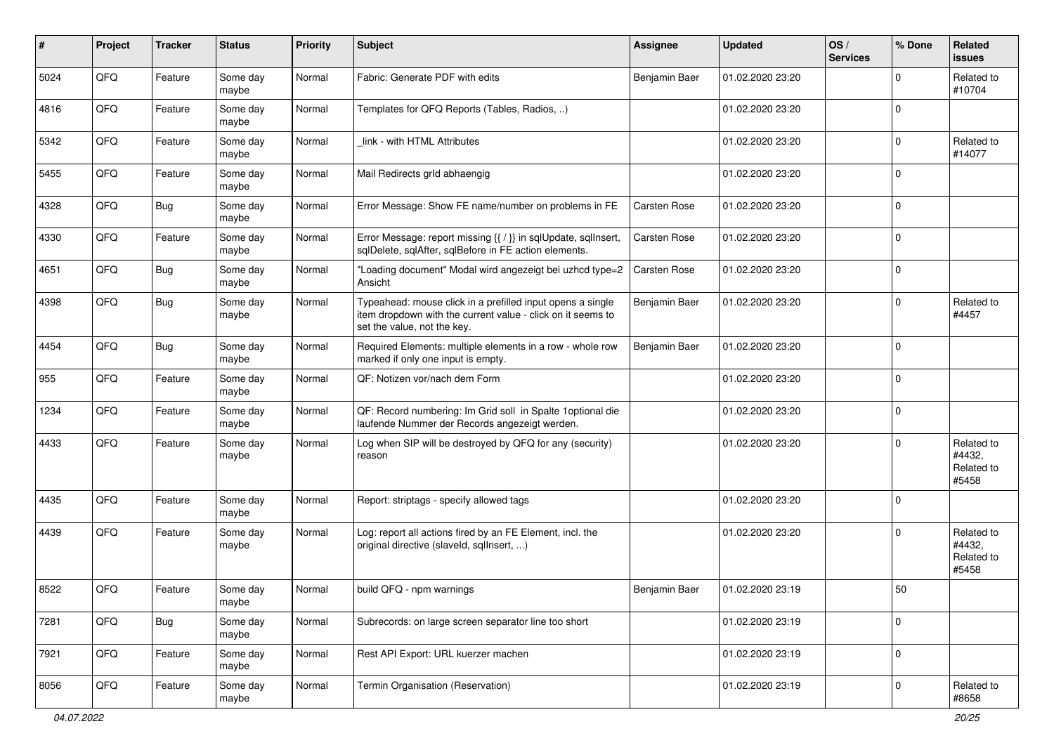| # | Project | Tracker | Status | Priority | Subject | Assignee | Updated | OS / Services | % Done | Related issues |
|---|---|---|---|---|---|---|---|---|---|---|
| 5024 | QFQ | Feature | Some day maybe | Normal | Fabric: Generate PDF with edits | Benjamin Baer | 01.02.2020 23:20 | | 0 | Related to #10704 |
| 4816 | QFQ | Feature | Some day maybe | Normal | Templates for QFQ Reports (Tables, Radios, ..) | | 01.02.2020 23:20 | | 0 | |
| 5342 | QFQ | Feature | Some day maybe | Normal | _link - with HTML Attributes | | 01.02.2020 23:20 | | 0 | Related to #14077 |
| 5455 | QFQ | Feature | Some day maybe | Normal | Mail Redirects grId abhaengig | | 01.02.2020 23:20 | | 0 | |
| 4328 | QFQ | Bug | Some day maybe | Normal | Error Message: Show FE name/number on problems in FE | Carsten Rose | 01.02.2020 23:20 | | 0 | |
| 4330 | QFQ | Feature | Some day maybe | Normal | Error Message: report missing {{ / }} in sqlUpdate, sqlInsert, sqlDelete, sqlAfter, sqlBefore in FE action elements. | Carsten Rose | 01.02.2020 23:20 | | 0 | |
| 4651 | QFQ | Bug | Some day maybe | Normal | "Loading document" Modal wird angezeigt bei uzhcd type=2 Ansicht | Carsten Rose | 01.02.2020 23:20 | | 0 | |
| 4398 | QFQ | Bug | Some day maybe | Normal | Typeahead: mouse click in a prefilled input opens a single item dropdown with the current value - click on it seems to set the value, not the key. | Benjamin Baer | 01.02.2020 23:20 | | 0 | Related to #4457 |
| 4454 | QFQ | Bug | Some day maybe | Normal | Required Elements: multiple elements in a row - whole row marked if only one input is empty. | Benjamin Baer | 01.02.2020 23:20 | | 0 | |
| 955 | QFQ | Feature | Some day maybe | Normal | QF: Notizen vor/nach dem Form | | 01.02.2020 23:20 | | 0 | |
| 1234 | QFQ | Feature | Some day maybe | Normal | QF: Record numbering: Im Grid soll in Spalte 1optional die laufende Nummer der Records angezeigt werden. | | 01.02.2020 23:20 | | 0 | |
| 4433 | QFQ | Feature | Some day maybe | Normal | Log when SIP will be destroyed by QFQ for any (security) reason | | 01.02.2020 23:20 | | 0 | Related to #4432, Related to #5458 |
| 4435 | QFQ | Feature | Some day maybe | Normal | Report: striptags - specify allowed tags | | 01.02.2020 23:20 | | 0 | |
| 4439 | QFQ | Feature | Some day maybe | Normal | Log: report all actions fired by an FE Element, incl. the original directive (slaveId, sqlInsert, ...) | | 01.02.2020 23:20 | | 0 | Related to #4432, Related to #5458 |
| 8522 | QFQ | Feature | Some day maybe | Normal | build QFQ - npm warnings | Benjamin Baer | 01.02.2020 23:19 | | 50 | |
| 7281 | QFQ | Bug | Some day maybe | Normal | Subrecords: on large screen separator line too short | | 01.02.2020 23:19 | | 0 | |
| 7921 | QFQ | Feature | Some day maybe | Normal | Rest API Export: URL kuerzer machen | | 01.02.2020 23:19 | | 0 | |
| 8056 | QFQ | Feature | Some day maybe | Normal | Termin Organisation (Reservation) | | 01.02.2020 23:19 | | 0 | Related to #8658 |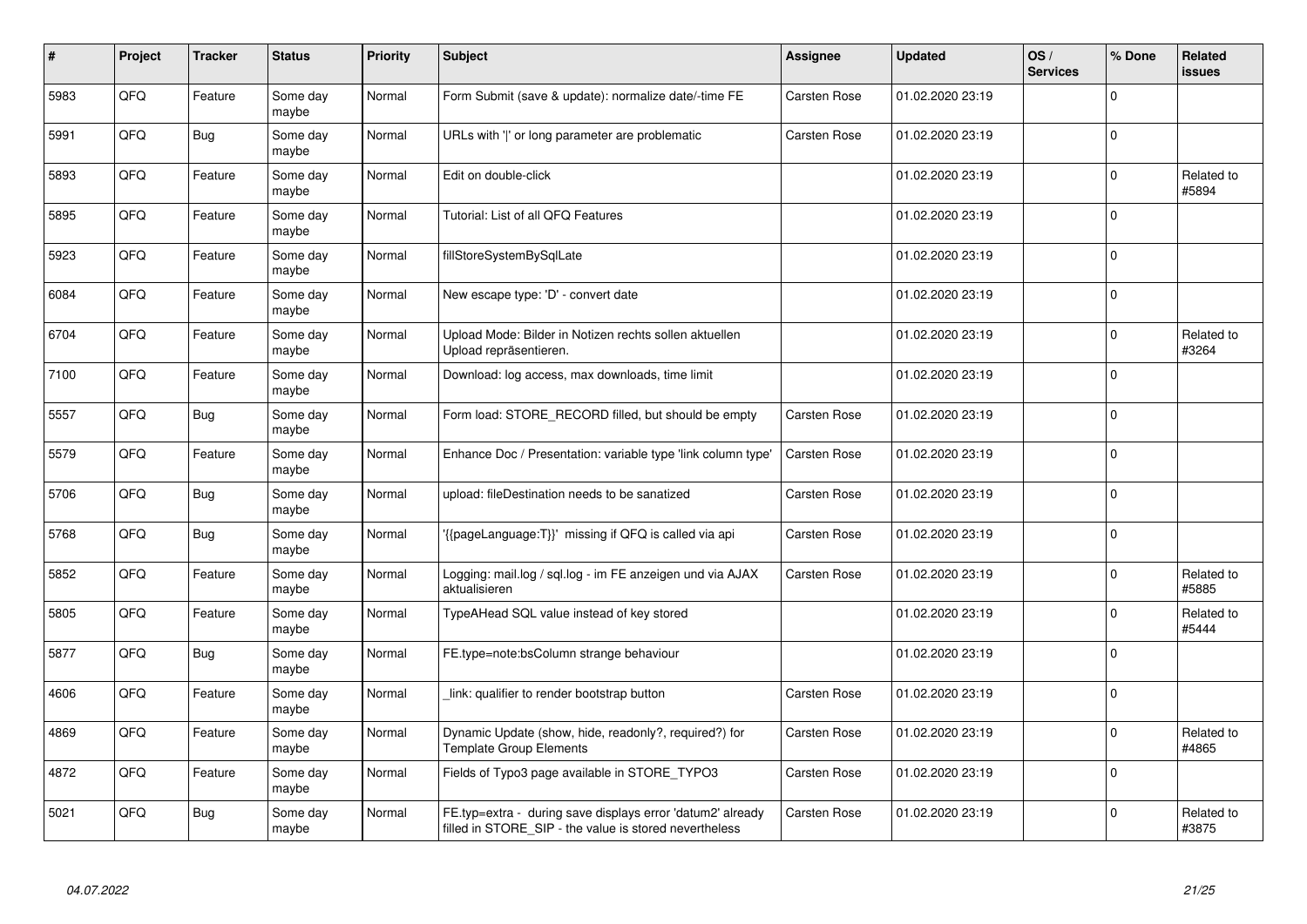| # | Project | Tracker | Status | Priority | Subject | Assignee | Updated | OS / Services | % Done | Related issues |
|---|---|---|---|---|---|---|---|---|---|---|
| 5983 | QFQ | Feature | Some day maybe | Normal | Form Submit (save & update): normalize date/-time FE | Carsten Rose | 01.02.2020 23:19 | | 0 | |
| 5991 | QFQ | Bug | Some day maybe | Normal | URLs with '\|' or long parameter are problematic | Carsten Rose | 01.02.2020 23:19 | | 0 | |
| 5893 | QFQ | Feature | Some day maybe | Normal | Edit on double-click | | 01.02.2020 23:19 | | 0 | Related to #5894 |
| 5895 | QFQ | Feature | Some day maybe | Normal | Tutorial: List of all QFQ Features | | 01.02.2020 23:19 | | 0 | |
| 5923 | QFQ | Feature | Some day maybe | Normal | fillStoreSystemBySqlLate | | 01.02.2020 23:19 | | 0 | |
| 6084 | QFQ | Feature | Some day maybe | Normal | New escape type: 'D' - convert date | | 01.02.2020 23:19 | | 0 | |
| 6704 | QFQ | Feature | Some day maybe | Normal | Upload Mode: Bilder in Notizen rechts sollen aktuellen Upload repräsentieren. | | 01.02.2020 23:19 | | 0 | Related to #3264 |
| 7100 | QFQ | Feature | Some day maybe | Normal | Download: log access, max downloads, time limit | | 01.02.2020 23:19 | | 0 | |
| 5557 | QFQ | Bug | Some day maybe | Normal | Form load: STORE_RECORD filled, but should be empty | Carsten Rose | 01.02.2020 23:19 | | 0 | |
| 5579 | QFQ | Feature | Some day maybe | Normal | Enhance Doc / Presentation: variable type 'link column type' | Carsten Rose | 01.02.2020 23:19 | | 0 | |
| 5706 | QFQ | Bug | Some day maybe | Normal | upload: fileDestination needs to be sanatized | Carsten Rose | 01.02.2020 23:19 | | 0 | |
| 5768 | QFQ | Bug | Some day maybe | Normal | '{{pageLanguage:T}}' missing if QFQ is called via api | Carsten Rose | 01.02.2020 23:19 | | 0 | |
| 5852 | QFQ | Feature | Some day maybe | Normal | Logging: mail.log / sql.log - im FE anzeigen und via AJAX aktualisieren | Carsten Rose | 01.02.2020 23:19 | | 0 | Related to #5885 |
| 5805 | QFQ | Feature | Some day maybe | Normal | TypeAHead SQL value instead of key stored | | 01.02.2020 23:19 | | 0 | Related to #5444 |
| 5877 | QFQ | Bug | Some day maybe | Normal | FE.type=note:bsColumn strange behaviour | | 01.02.2020 23:19 | | 0 | |
| 4606 | QFQ | Feature | Some day maybe | Normal | _link: qualifier to render bootstrap button | Carsten Rose | 01.02.2020 23:19 | | 0 | |
| 4869 | QFQ | Feature | Some day maybe | Normal | Dynamic Update (show, hide, readonly?, required?) for Template Group Elements | Carsten Rose | 01.02.2020 23:19 | | 0 | Related to #4865 |
| 4872 | QFQ | Feature | Some day maybe | Normal | Fields of Typo3 page available in STORE_TYPO3 | Carsten Rose | 01.02.2020 23:19 | | 0 | |
| 5021 | QFQ | Bug | Some day maybe | Normal | FE.typ=extra - during save displays error 'datum2' already filled in STORE_SIP - the value is stored nevertheless | Carsten Rose | 01.02.2020 23:19 | | 0 | Related to #3875 |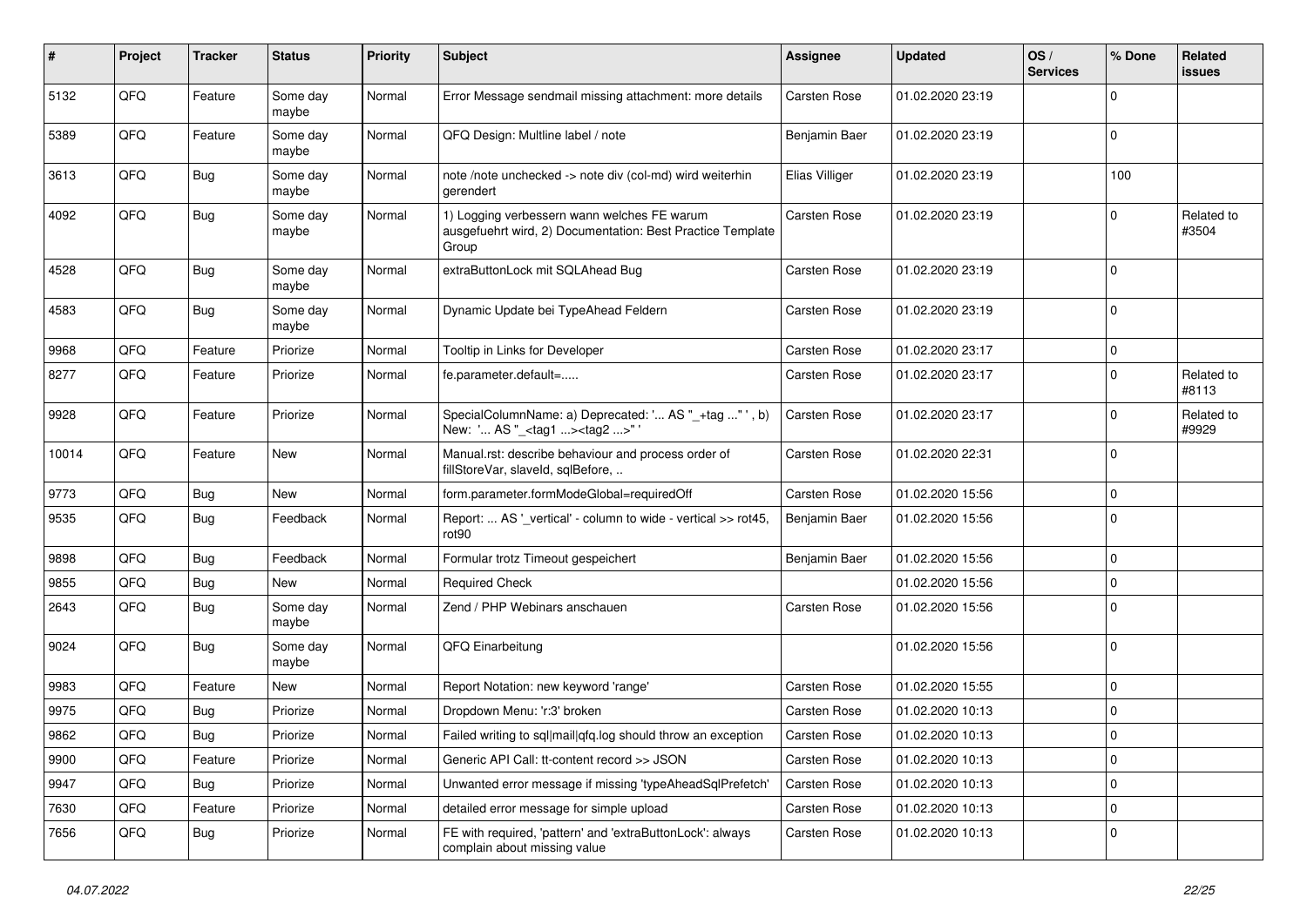| # | Project | Tracker | Status | Priority | Subject | Assignee | Updated | OS / Services | % Done | Related issues |
|---|---|---|---|---|---|---|---|---|---|---|
| 5132 | QFQ | Feature | Some day maybe | Normal | Error Message sendmail missing attachment: more details | Carsten Rose | 01.02.2020 23:19 | | 0 | |
| 5389 | QFQ | Feature | Some day maybe | Normal | QFQ Design: Multline label / note | Benjamin Baer | 01.02.2020 23:19 | | 0 | |
| 3613 | QFQ | Bug | Some day maybe | Normal | note /note unchecked -> note div (col-md) wird weiterhin gerendert | Elias Villiger | 01.02.2020 23:19 | | 100 | |
| 4092 | QFQ | Bug | Some day maybe | Normal | 1) Logging verbessern wann welches FE warum ausgefuehrt wird, 2) Documentation: Best Practice Template Group | Carsten Rose | 01.02.2020 23:19 | | 0 | Related to #3504 |
| 4528 | QFQ | Bug | Some day maybe | Normal | extraButtonLock mit SQLAhead Bug | Carsten Rose | 01.02.2020 23:19 | | 0 | |
| 4583 | QFQ | Bug | Some day maybe | Normal | Dynamic Update bei TypeAhead Feldern | Carsten Rose | 01.02.2020 23:19 | | 0 | |
| 9968 | QFQ | Feature | Priorize | Normal | Tooltip in Links for Developer | Carsten Rose | 01.02.2020 23:17 | | 0 | |
| 8277 | QFQ | Feature | Priorize | Normal | fe.parameter.default=..... | Carsten Rose | 01.02.2020 23:17 | | 0 | Related to #8113 |
| 9928 | QFQ | Feature | Priorize | Normal | SpecialColumnName: a) Deprecated: '... AS "_+tag ..." ', b) New: '... AS "_<tag1 ...><tag2 ...>" ' | Carsten Rose | 01.02.2020 23:17 | | 0 | Related to #9929 |
| 10014 | QFQ | Feature | New | Normal | Manual.rst: describe behaviour and process order of fillStoreVar, slaveId, sqlBefore, .. | Carsten Rose | 01.02.2020 22:31 | | 0 | |
| 9773 | QFQ | Bug | New | Normal | form.parameter.formModeGlobal=requiredOff | Carsten Rose | 01.02.2020 15:56 | | 0 | |
| 9535 | QFQ | Bug | Feedback | Normal | Report: ... AS '_vertical' - column to wide - vertical >> rot45, rot90 | Benjamin Baer | 01.02.2020 15:56 | | 0 | |
| 9898 | QFQ | Bug | Feedback | Normal | Formular trotz Timeout gespeichert | Benjamin Baer | 01.02.2020 15:56 | | 0 | |
| 9855 | QFQ | Bug | New | Normal | Required Check | | 01.02.2020 15:56 | | 0 | |
| 2643 | QFQ | Bug | Some day maybe | Normal | Zend / PHP Webinars anschauen | Carsten Rose | 01.02.2020 15:56 | | 0 | |
| 9024 | QFQ | Bug | Some day maybe | Normal | QFQ Einarbeitung | | 01.02.2020 15:56 | | 0 | |
| 9983 | QFQ | Feature | New | Normal | Report Notation: new keyword 'range' | Carsten Rose | 01.02.2020 15:55 | | 0 | |
| 9975 | QFQ | Bug | Priorize | Normal | Dropdown Menu: 'r:3' broken | Carsten Rose | 01.02.2020 10:13 | | 0 | |
| 9862 | QFQ | Bug | Priorize | Normal | Failed writing to sql\|mail\|qfq.log should throw an exception | Carsten Rose | 01.02.2020 10:13 | | 0 | |
| 9900 | QFQ | Feature | Priorize | Normal | Generic API Call: tt-content record >> JSON | Carsten Rose | 01.02.2020 10:13 | | 0 | |
| 9947 | QFQ | Bug | Priorize | Normal | Unwanted error message if missing 'typeAheadSqlPrefetch' | Carsten Rose | 01.02.2020 10:13 | | 0 | |
| 7630 | QFQ | Feature | Priorize | Normal | detailed error message for simple upload | Carsten Rose | 01.02.2020 10:13 | | 0 | |
| 7656 | QFQ | Bug | Priorize | Normal | FE with required, 'pattern' and 'extraButtonLock': always complain about missing value | Carsten Rose | 01.02.2020 10:13 | | 0 | |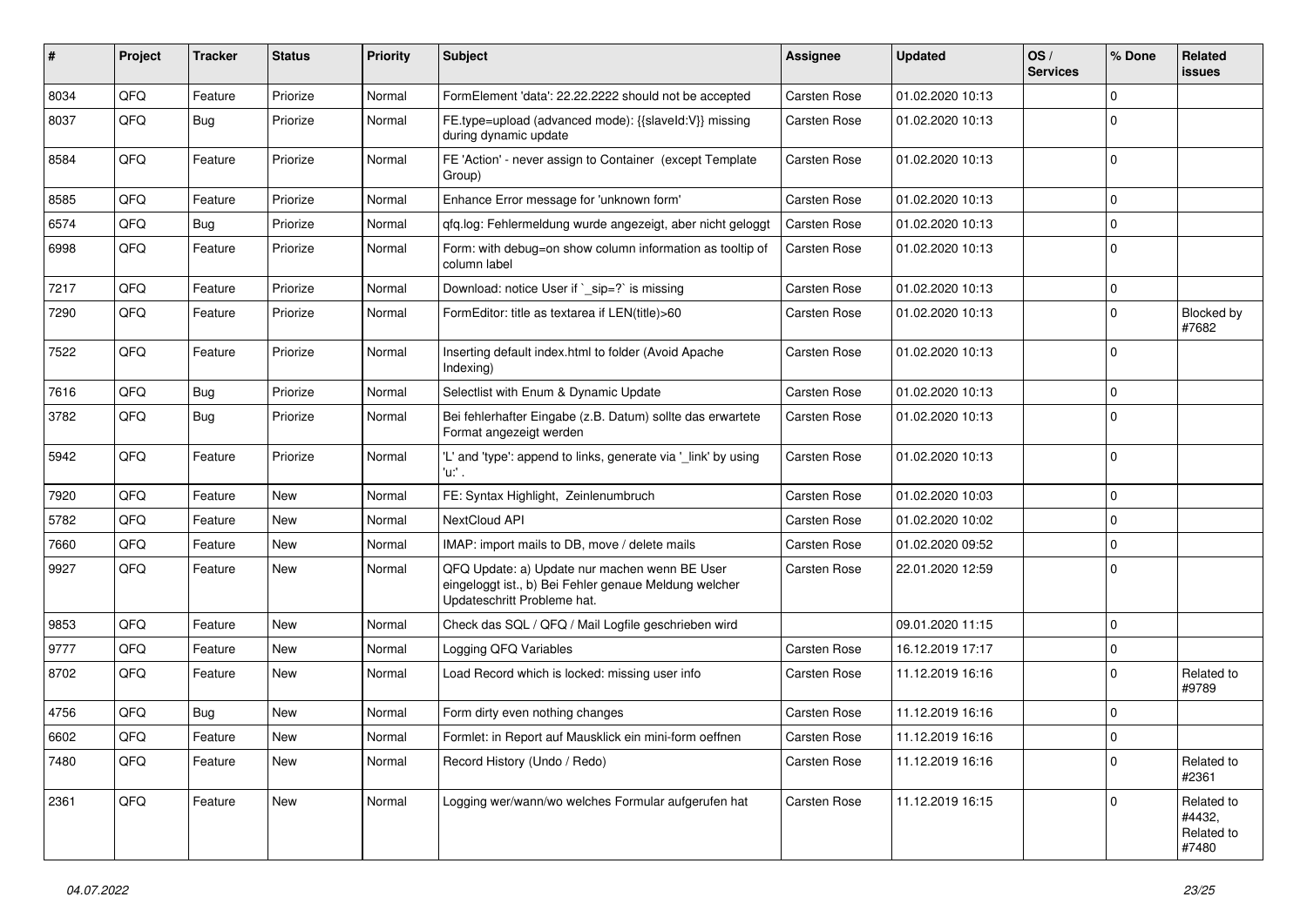| # | Project | Tracker | Status | Priority | Subject | Assignee | Updated | OS / Services | % Done | Related issues |
|---|---|---|---|---|---|---|---|---|---|---|
| 8034 | QFQ | Feature | Priorize | Normal | FormElement 'data': 22.22.2222 should not be accepted | Carsten Rose | 01.02.2020 10:13 | | 0 | |
| 8037 | QFQ | Bug | Priorize | Normal | FE.type=upload (advanced mode): {{slaveId:V}} missing during dynamic update | Carsten Rose | 01.02.2020 10:13 | | 0 | |
| 8584 | QFQ | Feature | Priorize | Normal | FE 'Action' - never assign to Container (except Template Group) | Carsten Rose | 01.02.2020 10:13 | | 0 | |
| 8585 | QFQ | Feature | Priorize | Normal | Enhance Error message for 'unknown form' | Carsten Rose | 01.02.2020 10:13 | | 0 | |
| 6574 | QFQ | Bug | Priorize | Normal | qfq.log: Fehlermeldung wurde angezeigt, aber nicht geloggt | Carsten Rose | 01.02.2020 10:13 | | 0 | |
| 6998 | QFQ | Feature | Priorize | Normal | Form: with debug=on show column information as tooltip of column label | Carsten Rose | 01.02.2020 10:13 | | 0 | |
| 7217 | QFQ | Feature | Priorize | Normal | Download: notice User if `_sip=?` is missing | Carsten Rose | 01.02.2020 10:13 | | 0 | |
| 7290 | QFQ | Feature | Priorize | Normal | FormEditor: title as textarea if LEN(title)>60 | Carsten Rose | 01.02.2020 10:13 | | 0 | Blocked by #7682 |
| 7522 | QFQ | Feature | Priorize | Normal | Inserting default index.html to folder (Avoid Apache Indexing) | Carsten Rose | 01.02.2020 10:13 | | 0 | |
| 7616 | QFQ | Bug | Priorize | Normal | Selectlist with Enum & Dynamic Update | Carsten Rose | 01.02.2020 10:13 | | 0 | |
| 3782 | QFQ | Bug | Priorize | Normal | Bei fehlerhafter Eingabe (z.B. Datum) sollte das erwartete Format angezeigt werden | Carsten Rose | 01.02.2020 10:13 | | 0 | |
| 5942 | QFQ | Feature | Priorize | Normal | 'L' and 'type': append to links, generate via '_link' by using 'u:' . | Carsten Rose | 01.02.2020 10:13 | | 0 | |
| 7920 | QFQ | Feature | New | Normal | FE: Syntax Highlight, Zeinlenumbruch | Carsten Rose | 01.02.2020 10:03 | | 0 | |
| 5782 | QFQ | Feature | New | Normal | NextCloud API | Carsten Rose | 01.02.2020 10:02 | | 0 | |
| 7660 | QFQ | Feature | New | Normal | IMAP: import mails to DB, move / delete mails | Carsten Rose | 01.02.2020 09:52 | | 0 | |
| 9927 | QFQ | Feature | New | Normal | QFQ Update: a) Update nur machen wenn BE User eingeloggt ist., b) Bei Fehler genaue Meldung welcher Updateschritt Probleme hat. | Carsten Rose | 22.01.2020 12:59 | | 0 | |
| 9853 | QFQ | Feature | New | Normal | Check das SQL / QFQ / Mail Logfile geschrieben wird | | 09.01.2020 11:15 | | 0 | |
| 9777 | QFQ | Feature | New | Normal | Logging QFQ Variables | Carsten Rose | 16.12.2019 17:17 | | 0 | |
| 8702 | QFQ | Feature | New | Normal | Load Record which is locked: missing user info | Carsten Rose | 11.12.2019 16:16 | | 0 | Related to #9789 |
| 4756 | QFQ | Bug | New | Normal | Form dirty even nothing changes | Carsten Rose | 11.12.2019 16:16 | | 0 | |
| 6602 | QFQ | Feature | New | Normal | Formlet: in Report auf Mausklick ein mini-form oeffnen | Carsten Rose | 11.12.2019 16:16 | | 0 | |
| 7480 | QFQ | Feature | New | Normal | Record History (Undo / Redo) | Carsten Rose | 11.12.2019 16:16 | | 0 | Related to #2361 |
| 2361 | QFQ | Feature | New | Normal | Logging wer/wann/wo welches Formular aufgerufen hat | Carsten Rose | 11.12.2019 16:15 | | 0 | Related to #4432, Related to #7480 |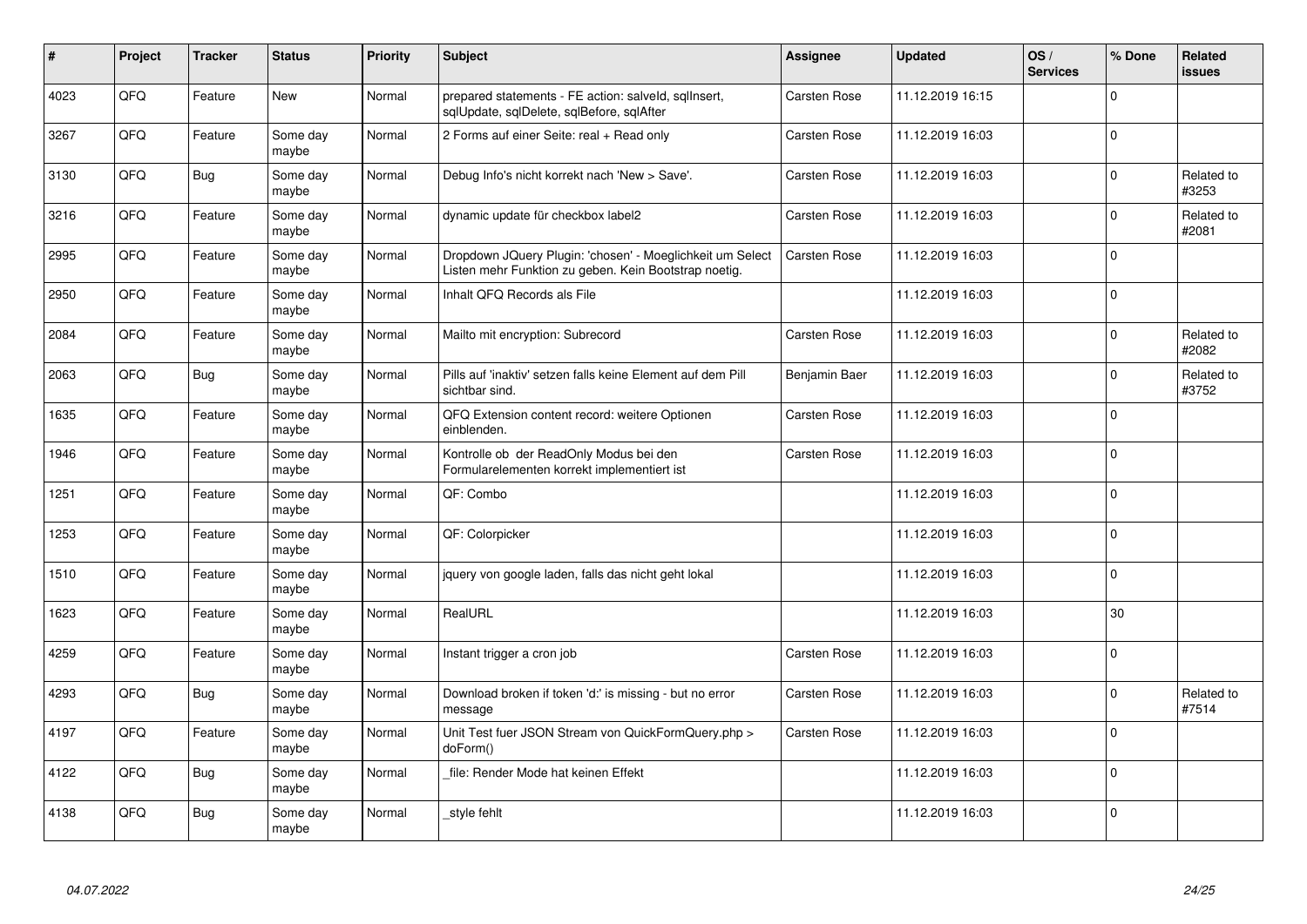| # | Project | Tracker | Status | Priority | Subject | Assignee | Updated | OS / Services | % Done | Related issues |
|---|---|---|---|---|---|---|---|---|---|---|
| 4023 | QFQ | Feature | New | Normal | prepared statements - FE action: salveId, sqlInsert, sqlUpdate, sqlDelete, sqlBefore, sqlAfter | Carsten Rose | 11.12.2019 16:15 | | 0 | |
| 3267 | QFQ | Feature | Some day maybe | Normal | 2 Forms auf einer Seite: real + Read only | Carsten Rose | 11.12.2019 16:03 | | 0 | |
| 3130 | QFQ | Bug | Some day maybe | Normal | Debug Info's nicht korrekt nach 'New > Save'. | Carsten Rose | 11.12.2019 16:03 | | 0 | Related to #3253 |
| 3216 | QFQ | Feature | Some day maybe | Normal | dynamic update für checkbox label2 | Carsten Rose | 11.12.2019 16:03 | | 0 | Related to #2081 |
| 2995 | QFQ | Feature | Some day maybe | Normal | Dropdown JQuery Plugin: 'chosen' - Moeglichkeit um Select Listen mehr Funktion zu geben. Kein Bootstrap noetig. | Carsten Rose | 11.12.2019 16:03 | | 0 | |
| 2950 | QFQ | Feature | Some day maybe | Normal | Inhalt QFQ Records als File | | 11.12.2019 16:03 | | 0 | |
| 2084 | QFQ | Feature | Some day maybe | Normal | Mailto mit encryption: Subrecord | Carsten Rose | 11.12.2019 16:03 | | 0 | Related to #2082 |
| 2063 | QFQ | Bug | Some day maybe | Normal | Pills auf 'inaktiv' setzen falls keine Element auf dem Pill sichtbar sind. | Benjamin Baer | 11.12.2019 16:03 | | 0 | Related to #3752 |
| 1635 | QFQ | Feature | Some day maybe | Normal | QFQ Extension content record: weitere Optionen einblenden. | Carsten Rose | 11.12.2019 16:03 | | 0 | |
| 1946 | QFQ | Feature | Some day maybe | Normal | Kontrolle ob der ReadOnly Modus bei den Formularelementen korrekt implementiert ist | Carsten Rose | 11.12.2019 16:03 | | 0 | |
| 1251 | QFQ | Feature | Some day maybe | Normal | QF: Combo | | 11.12.2019 16:03 | | 0 | |
| 1253 | QFQ | Feature | Some day maybe | Normal | QF: Colorpicker | | 11.12.2019 16:03 | | 0 | |
| 1510 | QFQ | Feature | Some day maybe | Normal | jquery von google laden, falls das nicht geht lokal | | 11.12.2019 16:03 | | 0 | |
| 1623 | QFQ | Feature | Some day maybe | Normal | RealURL | | 11.12.2019 16:03 | | 30 | |
| 4259 | QFQ | Feature | Some day maybe | Normal | Instant trigger a cron job | Carsten Rose | 11.12.2019 16:03 | | 0 | |
| 4293 | QFQ | Bug | Some day maybe | Normal | Download broken if token 'd:' is missing - but no error message | Carsten Rose | 11.12.2019 16:03 | | 0 | Related to #7514 |
| 4197 | QFQ | Feature | Some day maybe | Normal | Unit Test fuer JSON Stream von QuickFormQuery.php > doForm() | Carsten Rose | 11.12.2019 16:03 | | 0 | |
| 4122 | QFQ | Bug | Some day maybe | Normal | _file: Render Mode hat keinen Effekt | | 11.12.2019 16:03 | | 0 | |
| 4138 | QFQ | Bug | Some day maybe | Normal | _style fehlt | | 11.12.2019 16:03 | | 0 | |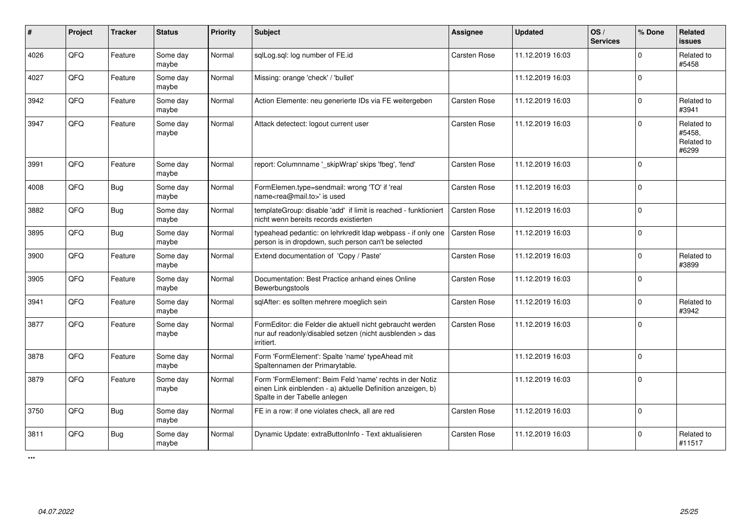| # | Project | Tracker | Status | Priority | Subject | Assignee | Updated | OS / Services | % Done | Related issues |
|---|---|---|---|---|---|---|---|---|---|---|
| 4026 | QFQ | Feature | Some day maybe | Normal | sqlLog.sql: log number of FE.id | Carsten Rose | 11.12.2019 16:03 | | 0 | Related to #5458 |
| 4027 | QFQ | Feature | Some day maybe | Normal | Missing: orange 'check' / 'bullet' | | 11.12.2019 16:03 | | 0 | |
| 3942 | QFQ | Feature | Some day maybe | Normal | Action Elemente: neu generierte IDs via FE weitergeben | Carsten Rose | 11.12.2019 16:03 | | 0 | Related to #3941 |
| 3947 | QFQ | Feature | Some day maybe | Normal | Attack detectect: logout current user | Carsten Rose | 11.12.2019 16:03 | | 0 | Related to #5458, Related to #6299 |
| 3991 | QFQ | Feature | Some day maybe | Normal | report: Columnname '_skipWrap' skips 'fbeg', 'fend' | Carsten Rose | 11.12.2019 16:03 | | 0 | |
| 4008 | QFQ | Bug | Some day maybe | Normal | FormElemen.type=sendmail: wrong 'TO' if 'real name<rea@mail.to>' is used | Carsten Rose | 11.12.2019 16:03 | | 0 | |
| 3882 | QFQ | Bug | Some day maybe | Normal | templateGroup: disable 'add' if limit is reached - funktioniert nicht wenn bereits records existierten | Carsten Rose | 11.12.2019 16:03 | | 0 | |
| 3895 | QFQ | Bug | Some day maybe | Normal | typeahead pedantic: on lehrkredit ldap webpass - if only one person is in dropdown, such person can't be selected | Carsten Rose | 11.12.2019 16:03 | | 0 | |
| 3900 | QFQ | Feature | Some day maybe | Normal | Extend documentation of 'Copy / Paste' | Carsten Rose | 11.12.2019 16:03 | | 0 | Related to #3899 |
| 3905 | QFQ | Feature | Some day maybe | Normal | Documentation: Best Practice anhand eines Online Bewerbungstools | Carsten Rose | 11.12.2019 16:03 | | 0 | |
| 3941 | QFQ | Feature | Some day maybe | Normal | sqlAfter: es sollten mehrere moeglich sein | Carsten Rose | 11.12.2019 16:03 | | 0 | Related to #3942 |
| 3877 | QFQ | Feature | Some day maybe | Normal | FormEditor: die Felder die aktuell nicht gebraucht werden nur auf readonly/disabled setzen (nicht ausblenden > das irritiert. | Carsten Rose | 11.12.2019 16:03 | | 0 | |
| 3878 | QFQ | Feature | Some day maybe | Normal | Form 'FormElement': Spalte 'name' typeAhead mit Spaltennamen der Primarytable. | | 11.12.2019 16:03 | | 0 | |
| 3879 | QFQ | Feature | Some day maybe | Normal | Form 'FormElement': Beim Feld 'name' rechts in der Notiz einen Link einblenden - a) aktuelle Definition anzeigen, b) Spalte in der Tabelle anlegen | | 11.12.2019 16:03 | | 0 | |
| 3750 | QFQ | Bug | Some day maybe | Normal | FE in a row: if one violates check, all are red | Carsten Rose | 11.12.2019 16:03 | | 0 | |
| 3811 | QFQ | Bug | Some day maybe | Normal | Dynamic Update: extraButtonInfo - Text aktualisieren | Carsten Rose | 11.12.2019 16:03 | | 0 | Related to #11517 |

...